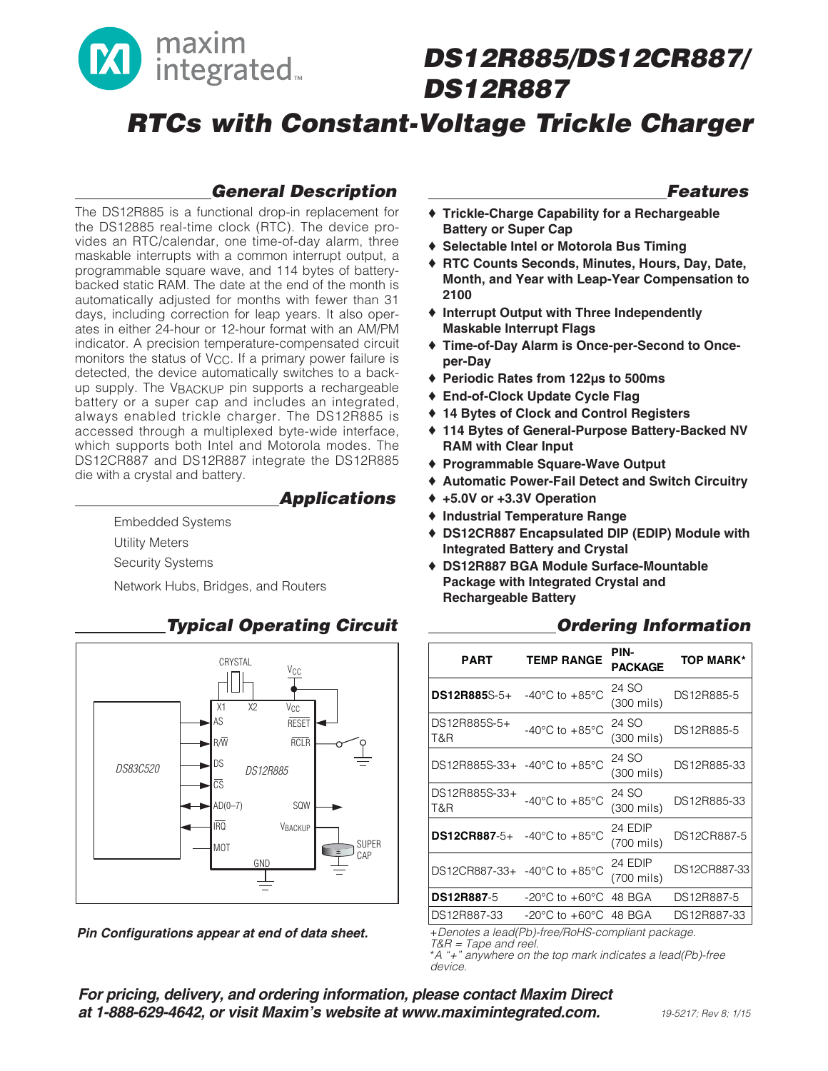# DS12R885/DS12CR887/DS12R887

## RTCs with Constant-Voltage Trickle Charger

### General Description

The DS12R885 is a functional drop-in replacement for the DS12885 real-time clock (RTC). The device provides an RTC/calendar, one time-of-day alarm, three maskable interrupts with a common interrupt output, a programmable square wave, and 114 bytes of battery-backed static RAM. The date at the end of the month is automatically adjusted for months with fewer than 31 days, including correction for leap years. It also operates in either 24-hour or 12-hour format with an AM/PM indicator. A precision temperature-compensated circuit monitors the status of $V_{CC}$. If a primary power failure is detected, the device automatically switches to a backup supply. The $V_{BACKUP}$ pin supports a rechargeable battery or a super cap and includes an integrated, always enabled trickle charger. The DS12R885 is accessed through a multiplexed byte-wide interface, which supports both Intel and Motorola modes. The DS12CR887 and DS12R887 integrate the DS12R885 die with a crystal and battery.

### Applications

- Embedded Systems
- Utility Meters
- Security Systems
- Network Hubs, Bridges, and Routers

### Typical Operating Circuit

*Pin Configurations appear at end of data sheet.*

### Features

- ♦ Trickle-Charge Capability for a Rechargeable Battery or Super Cap
- ♦ Selectable Intel or Motorola Bus Timing
- ♦ RTC Counts Seconds, Minutes, Hours, Day, Date, Month, and Year with Leap-Year Compensation to 2100
- ♦ Interrupt Output with Three Independently Maskable Interrupt Flags
- ♦ Time-of-Day Alarm is Once-per-Second to Once-per-Day
- ♦ Periodic Rates from 122µs to 500ms
- ♦ End-of-Clock Update Cycle Flag
- ♦ 14 Bytes of Clock and Control Registers
- ♦ 114 Bytes of General-Purpose Battery-Backed NV RAM with Clear Input
- ♦ Programmable Square-Wave Output
- ♦ Automatic Power-Fail Detect and Switch Circuitry
- ♦ +5.0V or +3.3V Operation
- ♦ Industrial Temperature Range
- ♦ DS12CR887 Encapsulated DIP (EDIP) Module with Integrated Battery and Crystal
- ♦ DS12R887 BGA Module Surface-Mountable Package with Integrated Crystal and Rechargeable Battery

### Ordering Information

| PART | TEMP RANGE | PIN-PACKAGE | TOP MARK* |
|---|---|---|---|
| **DS12R885**S-5+ | -40°C to +85°C | 24 SO (300 mils) | DS12R885-5 |
| DS12R885S-5+ T&R | -40°C to +85°C | 24 SO (300 mils) | DS12R885-5 |
| DS12R885S-33+ | -40°C to +85°C | 24 SO (300 mils) | DS12R885-33 |
| DS12R885S-33+ T&R | -40°C to +85°C | 24 SO (300 mils) | DS12R885-33 |
| **DS12CR887**-5+ | -40°C to +85°C | 24 EDIP (700 mils) | DS12CR887-5 |
| DS12CR887-33+ | -40°C to +85°C | 24 EDIP (700 mils) | DS12CR887-33 |
| **DS12R887**-5 | -20°C to +60°C | 48 BGA | DS12R887-5 |
| DS12R887-33 | -20°C to +60°C | 48 BGA | DS12R887-33 |

*+Denotes a lead(Pb)-free/RoHS-compliant package.*
*T&R = Tape and reel.*
*\*A "+" anywhere on the top mark indicates a lead(Pb)-free device.*

***For pricing, delivery, and ordering information, please contact Maxim Direct at 1-888-629-4642, or visit Maxim's website at www.maximintegrated.com.***

19-5217; Rev 8; 1/15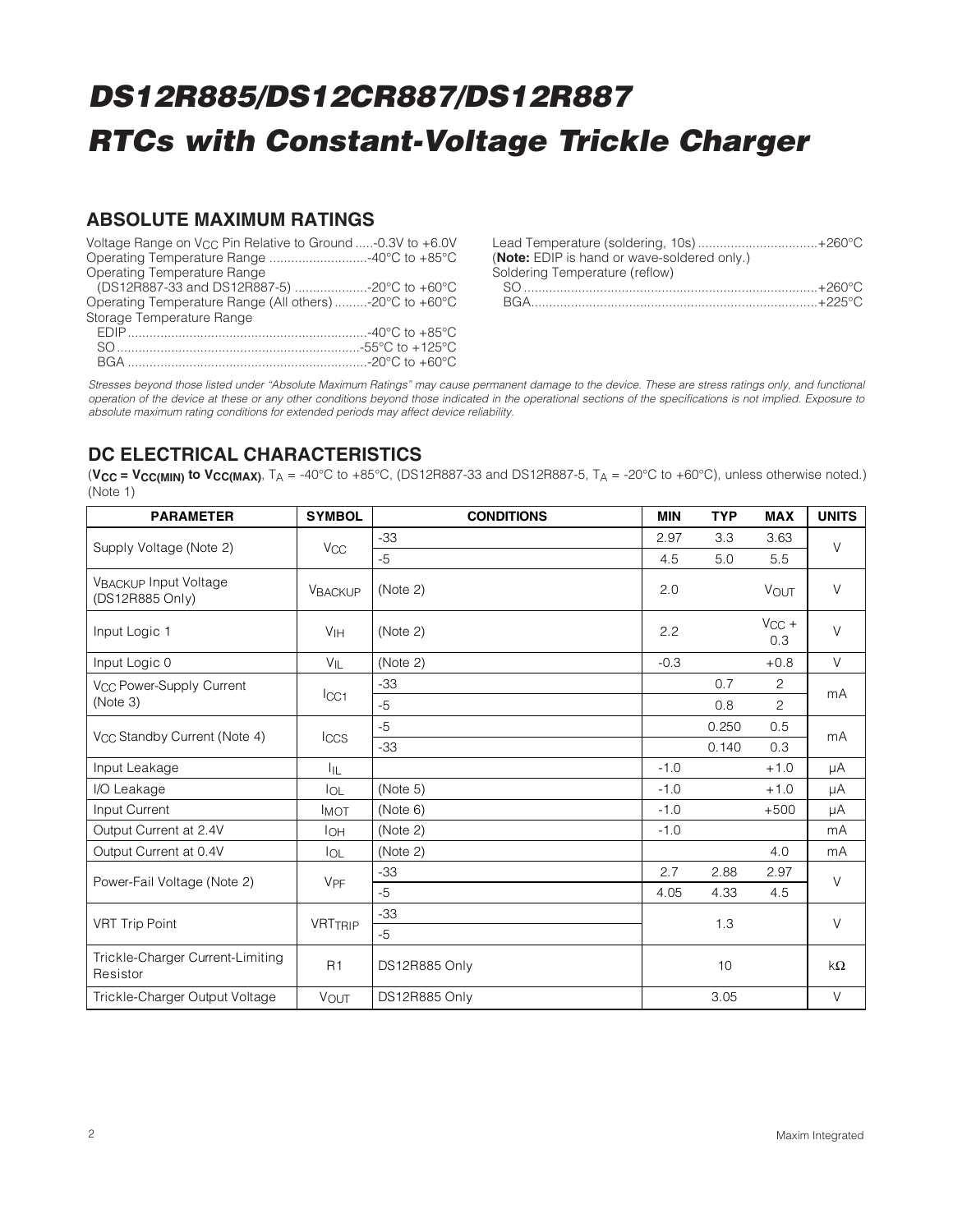## ABSOLUTE MAXIMUM RATINGS

Voltage Range on $V_{CC}$ Pin Relative to Ground .....-0.3V to +6.0V
Operating Temperature Range ...........................-40°C to +85°C
Operating Temperature Range
(DS12R887-33 and DS12R887-5) ....................-20°C to +60°C
Operating Temperature Range (All others) .........-20°C to +60°C
Storage Temperature Range
EDIP.................................................................-40°C to +85°C
SO...................................................................-55°C to +125°C
BGA ..................................................................-20°C to +60°C

Lead Temperature (soldering, 10s) ................................+260°C
(**Note:** EDIP is hand or wave-soldered only.)
Soldering Temperature (reflow)
SO ................................................................................+260°C
BGA...............................................................................+225°C

*Stresses beyond those listed under "Absolute Maximum Ratings" may cause permanent damage to the device. These are stress ratings only, and functional operation of the device at these or any other conditions beyond those indicated in the operational sections of the specifications is not implied. Exposure to absolute maximum rating conditions for extended periods may affect device reliability.*

## DC ELECTRICAL CHARACTERISTICS

(**$V_{CC}$ = $V_{CC(MIN)}$ to $V_{CC(MAX)}$**, $T_A$ = -40°C to +85°C, (DS12R887-33 and DS12R887-5, $T_A$ = -20°C to +60°C), unless otherwise noted.) (Note 1)

| PARAMETER | SYMBOL | CONDITIONS | MIN | TYP | MAX | UNITS |
|---|---|---|---|---|---|---|
| Supply Voltage (Note 2) | $V_{CC}$ | -33 | 2.97 | 3.3 | 3.63 | V |
| | | -5 | 4.5 | 5.0 | 5.5 | |
| $V_{BACKUP}$ Input Voltage (DS12R885 Only) | $V_{BACKUP}$ | (Note 2) | 2.0 | | $V_{OUT}$ | V |
| Input Logic 1 | $V_{IH}$ | (Note 2) | 2.2 | | $V_{CC}$ + 0.3 | V |
| Input Logic 0 | $V_{IL}$ | (Note 2) | -0.3 | | +0.8 | V |
| $V_{CC}$ Power-Supply Current (Note 3) | $I_{CC1}$ | -33 | | 0.7 | 2 | mA |
| | | -5 | | 0.8 | 2 | |
| $V_{CC}$ Standby Current (Note 4) | $I_{CCS}$ | -5 | | 0.250 | 0.5 | mA |
| | | -33 | | 0.140 | 0.3 | |
| Input Leakage | $I_{IL}$ | | -1.0 | | +1.0 | μA |
| I/O Leakage | $I_{OL}$ | (Note 5) | -1.0 | | +1.0 | μA |
| Input Current | $I_{MOT}$ | (Note 6) | -1.0 | | +500 | μA |
| Output Current at 2.4V | $I_{OH}$ | (Note 2) | -1.0 | | | mA |
| Output Current at 0.4V | $I_{OL}$ | (Note 2) | | | 4.0 | mA |
| Power-Fail Voltage (Note 2) | $V_{PF}$ | -33 | 2.7 | 2.88 | 2.97 | V |
| | | -5 | 4.05 | 4.33 | 4.5 | |
| VRT Trip Point | $VRT_{TRIP}$ | -33 | | 1.3 | | V |
| | | -5 | | | | |
| Trickle-Charger Current-Limiting Resistor | R1 | DS12R885 Only | | 10 | | kΩ |
| Trickle-Charger Output Voltage | $V_{OUT}$ | DS12R885 Only | | 3.05 | | V |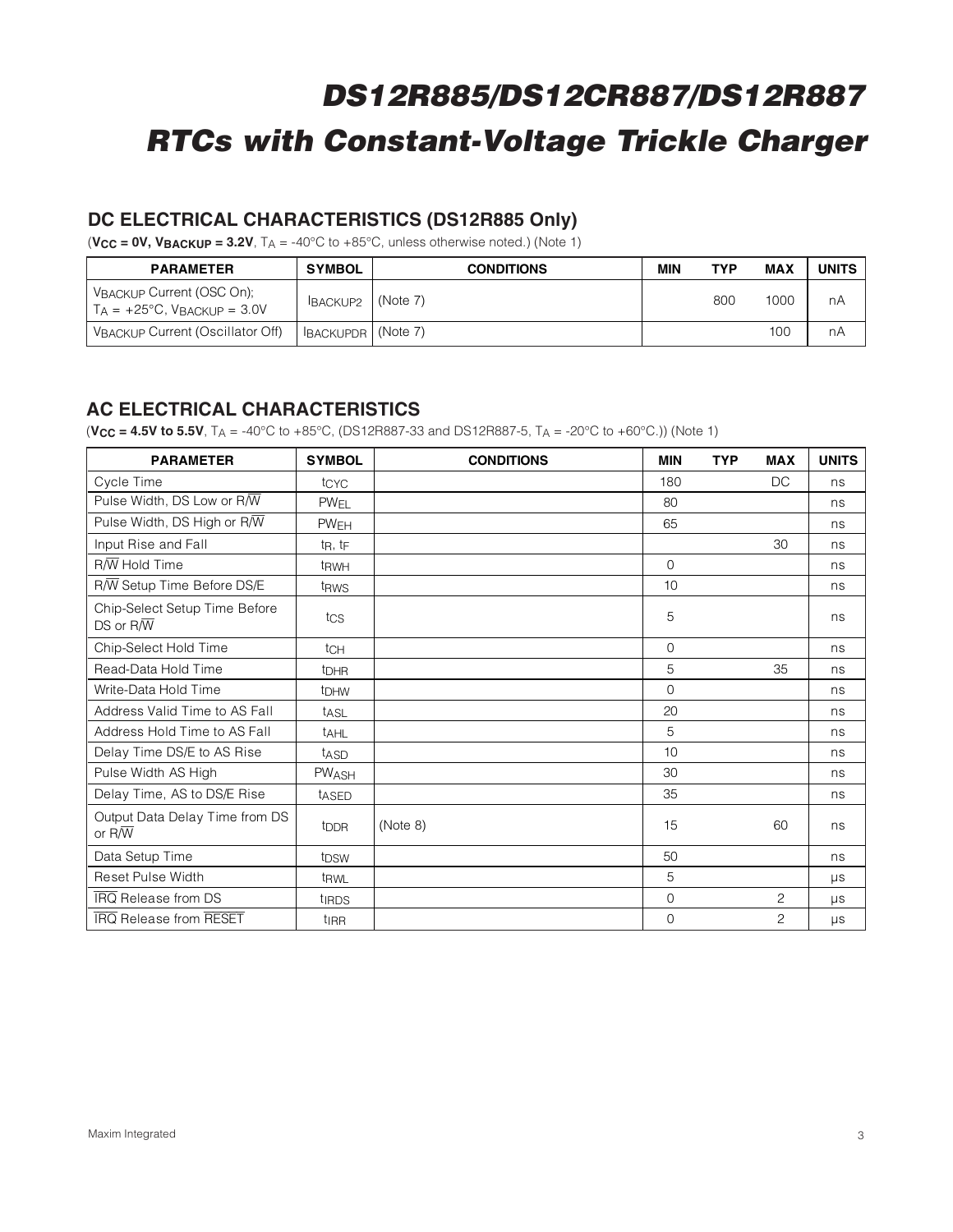## DC ELECTRICAL CHARACTERISTICS (DS12R885 Only)

(**$V_{CC}$ = 0V, $V_{BACKUP}$ = 3.2V**, $T_A$ = -40°C to +85°C, unless otherwise noted.) (Note 1)

| PARAMETER | SYMBOL | CONDITIONS | MIN | TYP | MAX | UNITS |
|---|---|---|---|---|---|---|
| $V_{BACKUP}$ Current (OSC On); $T_A$ = +25°C, $V_{BACKUP}$ = 3.0V | $I_{BACKUP2}$ | (Note 7) | | 800 | 1000 | nA |
| $V_{BACKUP}$ Current (Oscillator Off) | $I_{BACKUPDR}$ | (Note 7) | | | 100 | nA |

## AC ELECTRICAL CHARACTERISTICS

(**$V_{CC}$ = 4.5V to 5.5V**, $T_A$ = -40°C to +85°C, (DS12R887-33 and DS12R887-5, $T_A$ = -20°C to +60°C.)) (Note 1)

| PARAMETER | SYMBOL | CONDITIONS | MIN | TYP | MAX | UNITS |
|---|---|---|---|---|---|---|
| Cycle Time | $t_{CYC}$ | | 180 | | DC | ns |
| Pulse Width, DS Low or R/$\overline{W}$ | $PW_{EL}$ | | 80 | | | ns |
| Pulse Width, DS High or R/$\overline{W}$ | $PW_{EH}$ | | 65 | | | ns |
| Input Rise and Fall | $t_R$, $t_F$ | | | | 30 | ns |
| R/$\overline{W}$ Hold Time | $t_{RWH}$ | | 0 | | | ns |
| R/$\overline{W}$ Setup Time Before DS/E | $t_{RWS}$ | | 10 | | | ns |
| Chip-Select Setup Time Before DS or R/$\overline{W}$ | $t_{CS}$ | | 5 | | | ns |
| Chip-Select Hold Time | $t_{CH}$ | | 0 | | | ns |
| Read-Data Hold Time | $t_{DHR}$ | | 5 | | 35 | ns |
| Write-Data Hold Time | $t_{DHW}$ | | 0 | | | ns |
| Address Valid Time to AS Fall | $t_{ASL}$ | | 20 | | | ns |
| Address Hold Time to AS Fall | $t_{AHL}$ | | 5 | | | ns |
| Delay Time DS/E to AS Rise | $t_{ASD}$ | | 10 | | | ns |
| Pulse Width AS High | $PW_{ASH}$ | | 30 | | | ns |
| Delay Time, AS to DS/E Rise | $t_{ASED}$ | | 35 | | | ns |
| Output Data Delay Time from DS or R/$\overline{W}$ | $t_{DDR}$ | (Note 8) | 15 | | 60 | ns |
| Data Setup Time | $t_{DSW}$ | | 50 | | | ns |
| Reset Pulse Width | $t_{RWL}$ | | 5 | | | µs |
| $\overline{IRQ}$ Release from DS | $t_{IRDS}$ | | 0 | | 2 | µs |
| $\overline{IRQ}$ Release from $\overline{RESET}$ | $t_{IRR}$ | | 0 | | 2 | µs |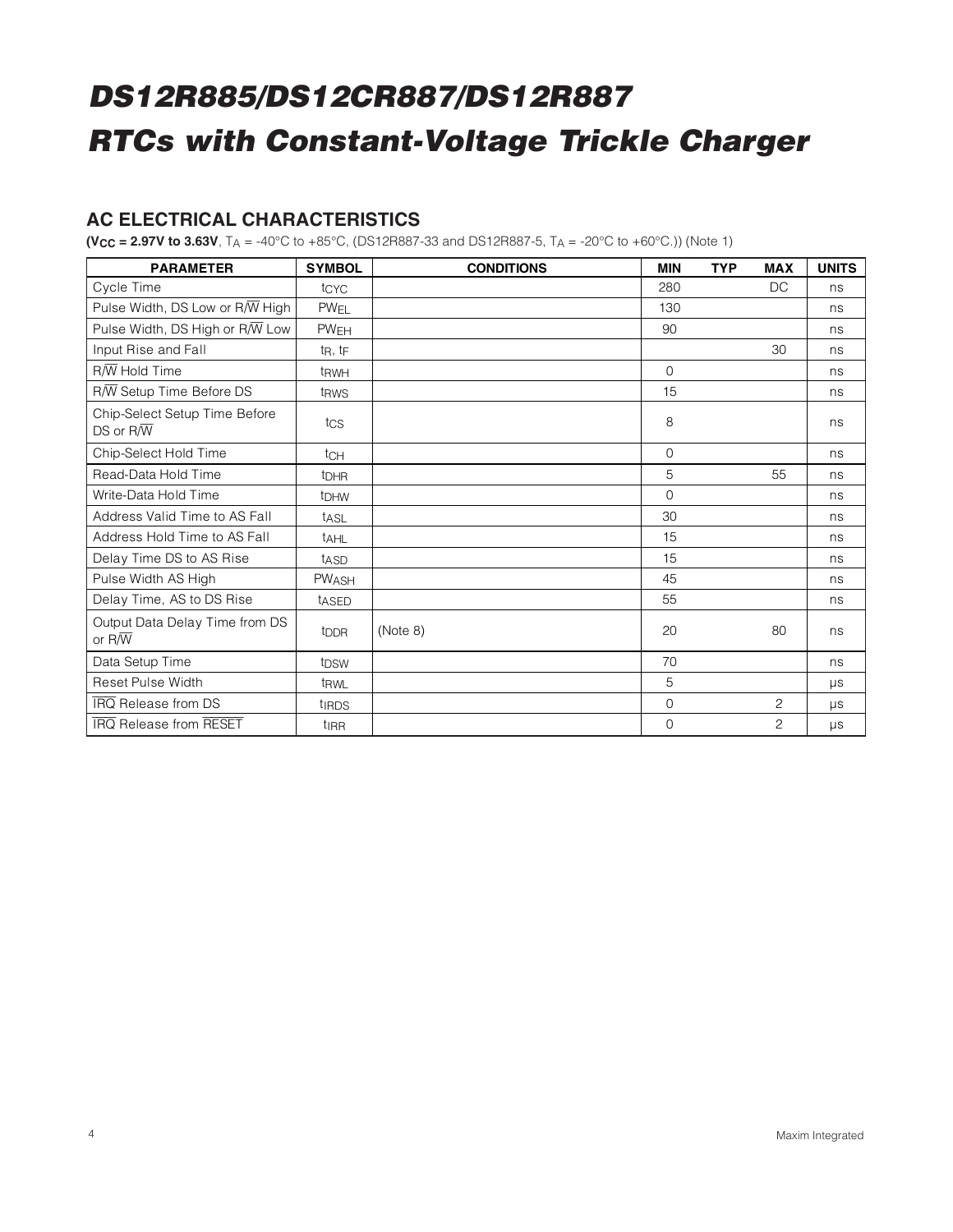## AC ELECTRICAL CHARACTERISTICS

**($V_{CC}$ = 2.97V to 3.63V**, $T_A$ = -40°C to +85°C, (DS12R887-33 and DS12R887-5, $T_A$ = -20°C to +60°C.)) (Note 1)

| PARAMETER | SYMBOL | CONDITIONS | MIN | TYP | MAX | UNITS |
|---|---|---|---|---|---|---|
| Cycle Time | $t_{CYC}$ | | 280 | | DC | ns |
| Pulse Width, DS Low or R/W̄ High | $PW_{EL}$ | | 130 | | | ns |
| Pulse Width, DS High or R/W̄ Low | $PW_{EH}$ | | 90 | | | ns |
| Input Rise and Fall | $t_R$, $t_F$ | | | | 30 | ns |
| R/W̄ Hold Time | $t_{RWH}$ | | 0 | | | ns |
| R/W̄ Setup Time Before DS | $t_{RWS}$ | | 15 | | | ns |
| Chip-Select Setup Time Before DS or R/W̄ | $t_{CS}$ | | 8 | | | ns |
| Chip-Select Hold Time | $t_{CH}$ | | 0 | | | ns |
| Read-Data Hold Time | $t_{DHR}$ | | 5 | | 55 | ns |
| Write-Data Hold Time | $t_{DHW}$ | | 0 | | | ns |
| Address Valid Time to AS Fall | $t_{ASL}$ | | 30 | | | ns |
| Address Hold Time to AS Fall | $t_{AHL}$ | | 15 | | | ns |
| Delay Time DS to AS Rise | $t_{ASD}$ | | 15 | | | ns |
| Pulse Width AS High | $PW_{ASH}$ | | 45 | | | ns |
| Delay Time, AS to DS Rise | $t_{ASED}$ | | 55 | | | ns |
| Output Data Delay Time from DS or R/W̄ | $t_{DDR}$ | (Note 8) | 20 | | 80 | ns |
| Data Setup Time | $t_{DSW}$ | | 70 | | | ns |
| Reset Pulse Width | $t_{RWL}$ | | 5 | | | µs |
| IRQ̄ Release from DS | $t_{IRDS}$ | | 0 | | 2 | µs |
| IRQ̄ Release from RESET̄ | $t_{IRR}$ | | 0 | | 2 | µs |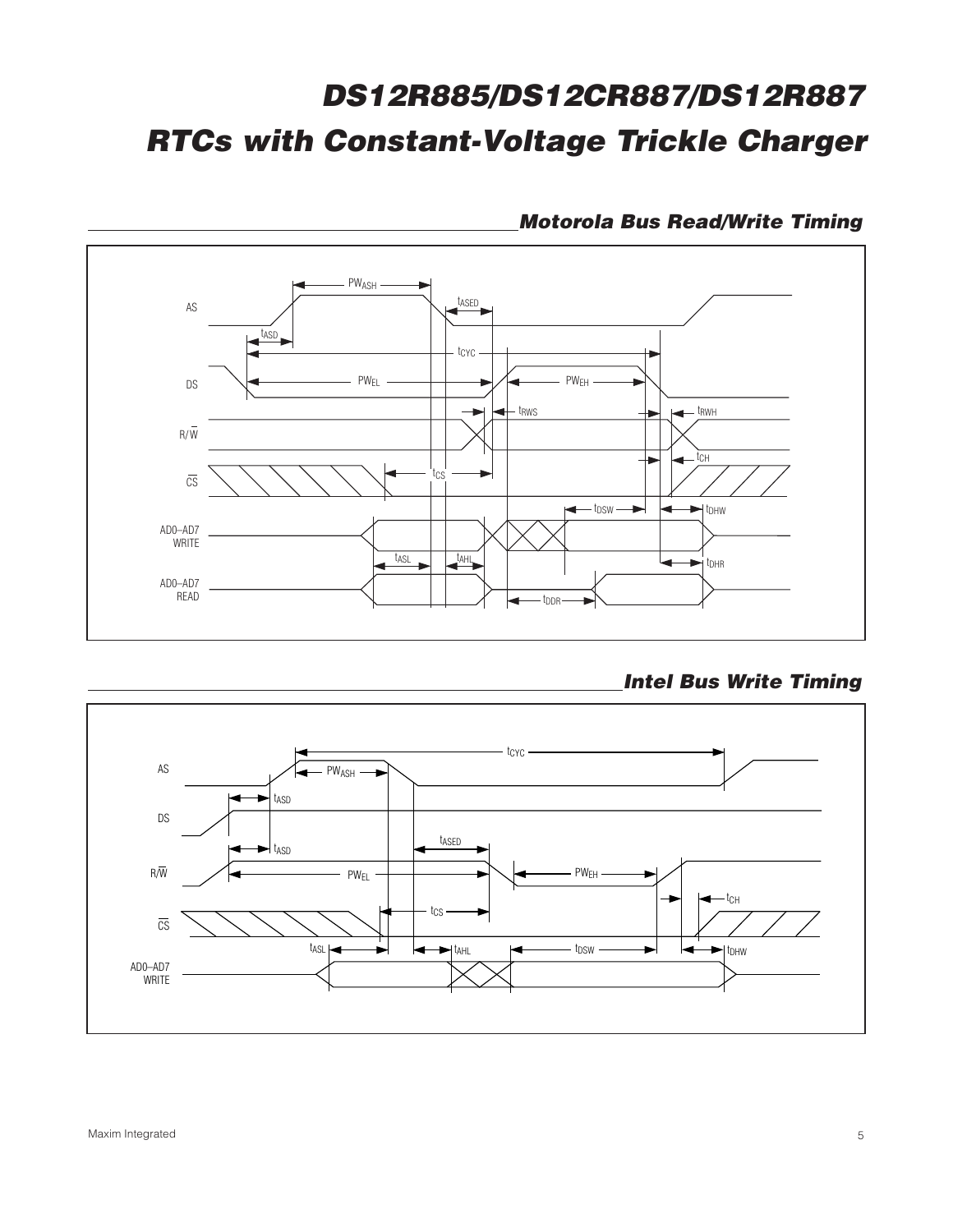## Motorola Bus Read/Write Timing

## Intel Bus Write Timing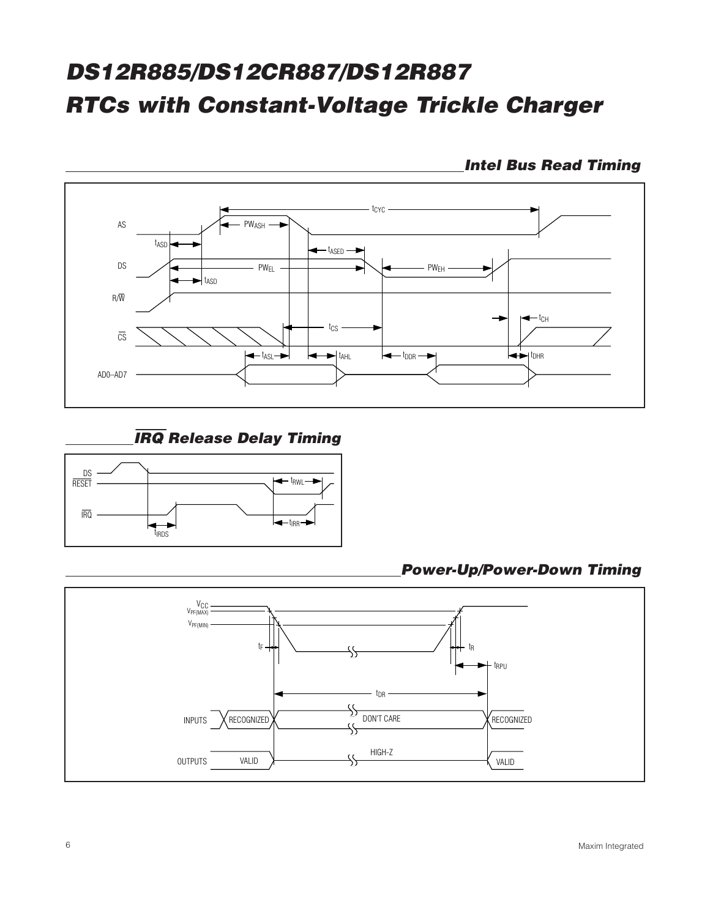## Intel Bus Read Timing

## $\overline{IRQ}$ Release Delay Timing

## Power-Up/Power-Down Timing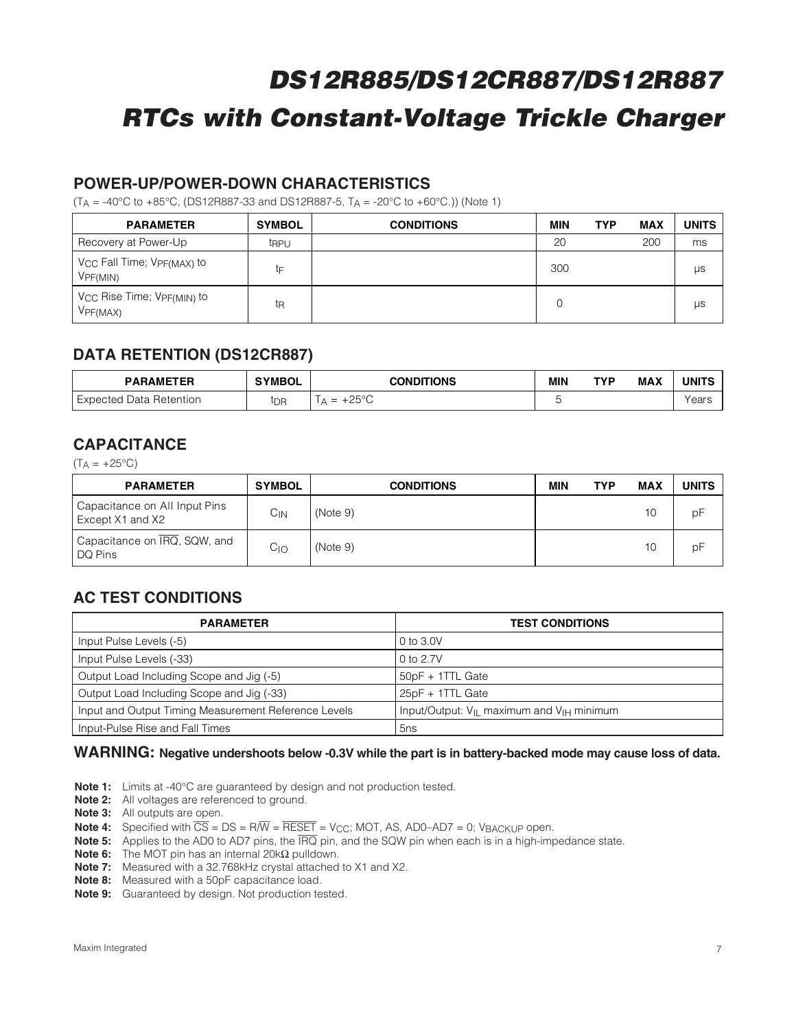## POWER-UP/POWER-DOWN CHARACTERISTICS

($T_A$ = -40°C to +85°C, (DS12R887-33 and DS12R887-5, $T_A$ = -20°C to +60°C.)) (Note 1)

| PARAMETER | SYMBOL | CONDITIONS | MIN | TYP | MAX | UNITS |
|---|---|---|---|---|---|---|
| Recovery at Power-Up | $t_{RPU}$ | | 20 | | 200 | ms |
| $V_{CC}$ Fall Time; $V_{PF(MAX)}$ to $V_{PF(MIN)}$ | $t_F$ | | 300 | | | µs |
| $V_{CC}$ Rise Time; $V_{PF(MIN)}$ to $V_{PF(MAX)}$ | $t_R$ | | 0 | | | µs |

## DATA RETENTION (DS12CR887)

| PARAMETER | SYMBOL | CONDITIONS | MIN | TYP | MAX | UNITS |
|---|---|---|---|---|---|---|
| Expected Data Retention | $t_{DR}$ | $T_A$ = +25°C | 5 | | | Years |

## CAPACITANCE

($T_A$ = +25°C)

| PARAMETER | SYMBOL | CONDITIONS | MIN | TYP | MAX | UNITS |
|---|---|---|---|---|---|---|
| Capacitance on All Input Pins Except X1 and X2 | $C_{IN}$ | (Note 9) | | | 10 | pF |
| Capacitance on $\overline{IRQ}$, SQW, and DQ Pins | $C_{IO}$ | (Note 9) | | | 10 | pF |

## AC TEST CONDITIONS

| PARAMETER | TEST CONDITIONS |
|---|---|
| Input Pulse Levels (-5) | 0 to 3.0V |
| Input Pulse Levels (-33) | 0 to 2.7V |
| Output Load Including Scope and Jig (-5) | 50pF + 1TTL Gate |
| Output Load Including Scope and Jig (-33) | 25pF + 1TTL Gate |
| Input and Output Timing Measurement Reference Levels | Input/Output: $V_{IL}$ maximum and $V_{IH}$ minimum |
| Input-Pulse Rise and Fall Times | 5ns |

**WARNING: Negative undershoots below -0.3V while the part is in battery-backed mode may cause loss of data.**

**Note 1:** Limits at -40°C are guaranteed by design and not production tested.
**Note 2:** All voltages are referenced to ground.
**Note 3:** All outputs are open.
**Note 4:** Specified with $\overline{CS}$ = DS = R/$\overline{W}$ = $\overline{RESET}$ = $V_{CC}$; MOT, AS, AD0–AD7 = 0; $V_{BACKUP}$ open.
**Note 5:** Applies to the AD0 to AD7 pins, the $\overline{IRQ}$ pin, and the SQW pin when each is in a high-impedance state.
**Note 6:** The MOT pin has an internal 20kΩ pulldown.
**Note 7:** Measured with a 32.768kHz crystal attached to X1 and X2.
**Note 8:** Measured with a 50pF capacitance load.
**Note 9:** Guaranteed by design. Not production tested.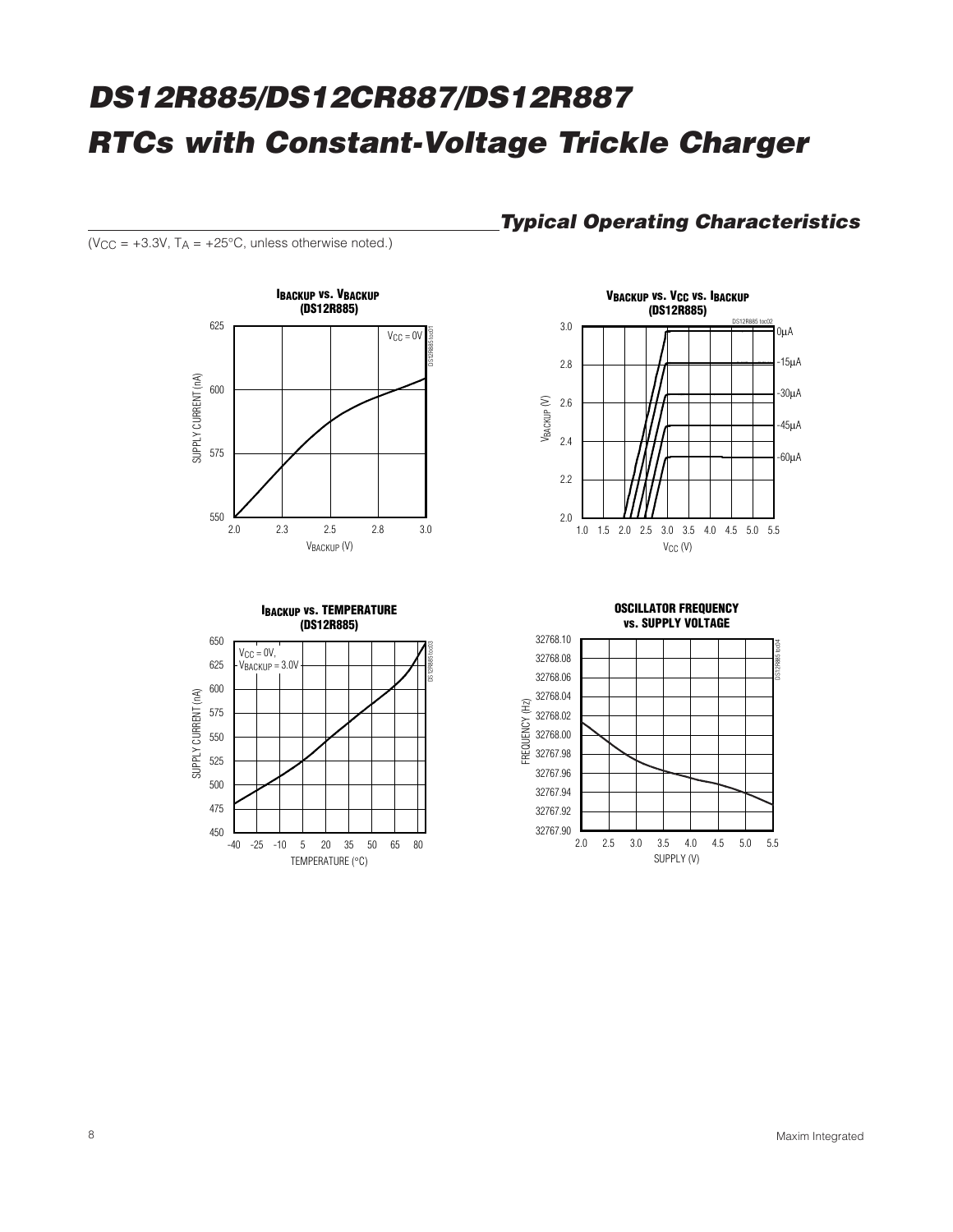## Typical Operating Characteristics

($V_{CC}$ = +3.3V, $T_A$ = +25°C, unless otherwise noted.)

**$I_{BACKUP}$ vs. $V_{BACKUP}$ (DS12R885)**

**$V_{BACKUP}$ vs. $V_{CC}$ vs. $I_{BACKUP}$ (DS12R885)**

**$I_{BACKUP}$ vs. TEMPERATURE (DS12R885)**

**OSCILLATOR FREQUENCY vs. SUPPLY VOLTAGE**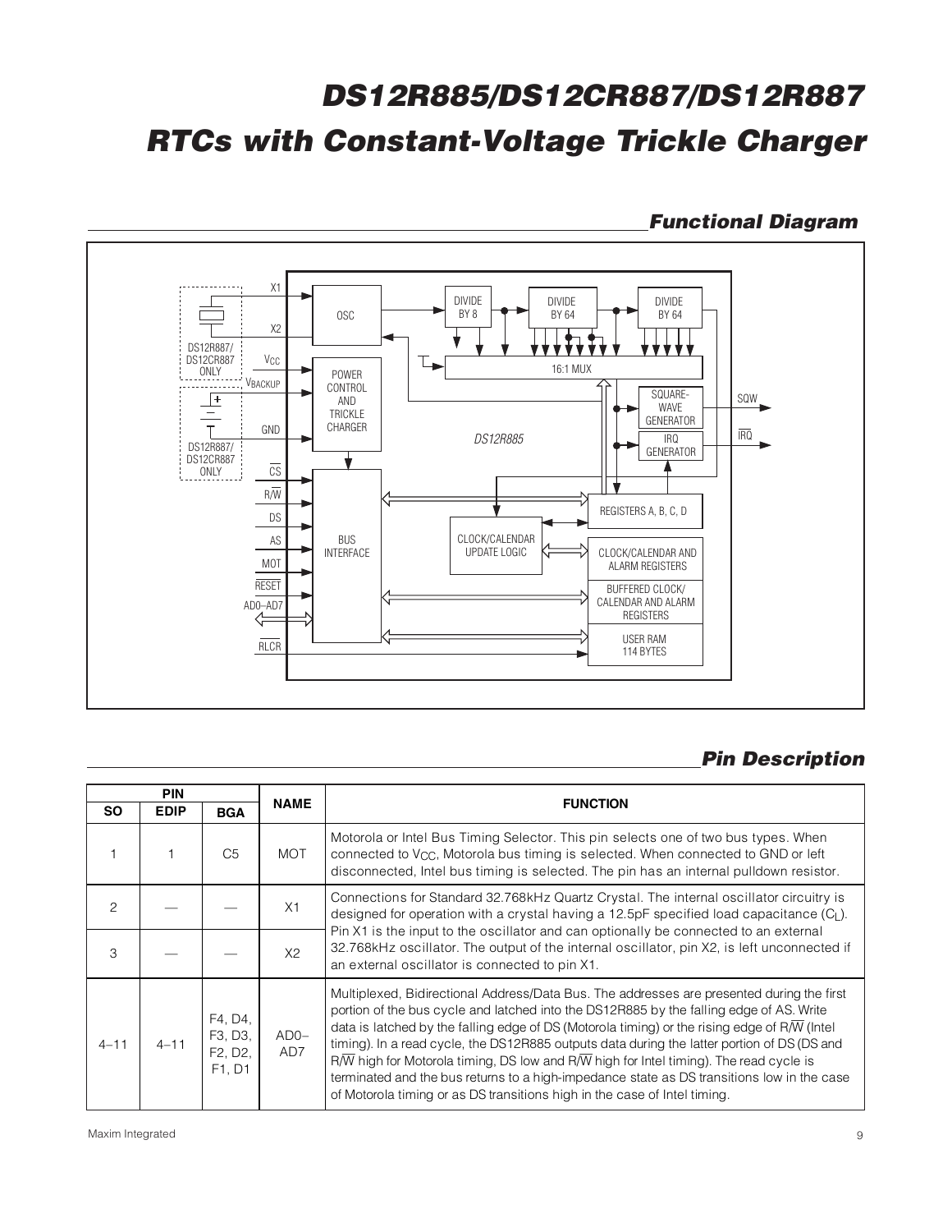## Functional Diagram

## Pin Description

| PIN | | | NAME | FUNCTION |
|---|---|---|---|---|
| SO | EDIP | BGA | | |
| 1 | 1 | C5 | MOT | Motorola or Intel Bus Timing Selector. This pin selects one of two bus types. When connected to $V_{CC}$, Motorola bus timing is selected. When connected to GND or left disconnected, Intel bus timing is selected. The pin has an internal pulldown resistor. |
| 2 | — | — | X1 | Connections for Standard 32.768kHz Quartz Crystal. The internal oscillator circuitry is designed for operation with a crystal having a 12.5pF specified load capacitance ($C_L$). Pin X1 is the input to the oscillator and can optionally be connected to an external 32.768kHz oscillator. The output of the internal oscillator, pin X2, is left unconnected if an external oscillator is connected to pin X1. |
| 3 | — | — | X2 | |
| 4–11 | 4–11 | F4, D4, F3, D3, F2, D2, F1, D1 | AD0–AD7 | Multiplexed, Bidirectional Address/Data Bus. The addresses are presented during the first portion of the bus cycle and latched into the DS12R885 by the falling edge of AS. Write data is latched by the falling edge of DS (Motorola timing) or the rising edge of R/W̄ (Intel timing). In a read cycle, the DS12R885 outputs data during the latter portion of DS (DS and R/W̄ high for Motorola timing, DS low and R/W̄ high for Intel timing). The read cycle is terminated and the bus returns to a high-impedance state as DS transitions low in the case of Motorola timing or as DS transitions high in the case of Intel timing. |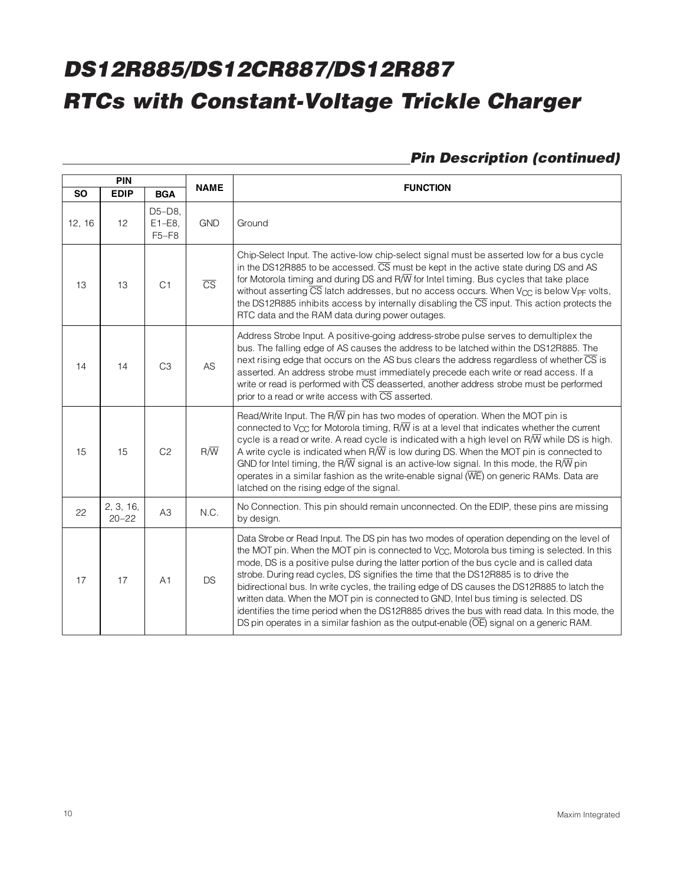## Pin Description (continued)

| PIN | | | NAME | FUNCTION |
|---|---|---|---|---|
| SO | EDIP | BGA | | |
| 12, 16 | 12 | D5–D8, E1–E8, F5–F8 | GND | Ground |
| 13 | 13 | C1 | $\overline{CS}$ | Chip-Select Input. The active-low chip-select signal must be asserted low for a bus cycle in the DS12R885 to be accessed. $\overline{CS}$ must be kept in the active state during DS and AS for Motorola timing and during DS and R/$\overline{W}$ for Intel timing. Bus cycles that take place without asserting $\overline{CS}$ latch addresses, but no access occurs. When $V_{CC}$ is below $V_{PF}$ volts, the DS12R885 inhibits access by internally disabling the $\overline{CS}$ input. This action protects the RTC data and the RAM data during power outages. |
| 14 | 14 | C3 | AS | Address Strobe Input. A positive-going address-strobe pulse serves to demultiplex the bus. The falling edge of AS causes the address to be latched within the DS12R885. The next rising edge that occurs on the AS bus clears the address regardless of whether $\overline{CS}$ is asserted. An address strobe must immediately precede each write or read access. If a write or read is performed with $\overline{CS}$ deasserted, another address strobe must be performed prior to a read or write access with $\overline{CS}$ asserted. |
| 15 | 15 | C2 | R/$\overline{W}$ | Read/Write Input. The R/$\overline{W}$ pin has two modes of operation. When the MOT pin is connected to $V_{CC}$ for Motorola timing, R/$\overline{W}$ is at a level that indicates whether the current cycle is a read or write. A read cycle is indicated with a high level on R/$\overline{W}$ while DS is high. A write cycle is indicated when R/$\overline{W}$ is low during DS. When the MOT pin is connected to GND for Intel timing, the R/$\overline{W}$ signal is an active-low signal. In this mode, the R/$\overline{W}$ pin operates in a similar fashion as the write-enable signal ($\overline{WE}$) on generic RAMs. Data are latched on the rising edge of the signal. |
| 22 | 2, 3, 16, 20–22 | A3 | N.C. | No Connection. This pin should remain unconnected. On the EDIP, these pins are missing by design. |
| 17 | 17 | A1 | DS | Data Strobe or Read Input. The DS pin has two modes of operation depending on the level of the MOT pin. When the MOT pin is connected to $V_{CC}$, Motorola bus timing is selected. In this mode, DS is a positive pulse during the latter portion of the bus cycle and is called data strobe. During read cycles, DS signifies the time that the DS12R885 is to drive the bidirectional bus. In write cycles, the trailing edge of DS causes the DS12R885 to latch the written data. When the MOT pin is connected to GND, Intel bus timing is selected. DS identifies the time period when the DS12R885 drives the bus with read data. In this mode, the DS pin operates in a similar fashion as the output-enable ($\overline{OE}$) signal on a generic RAM. |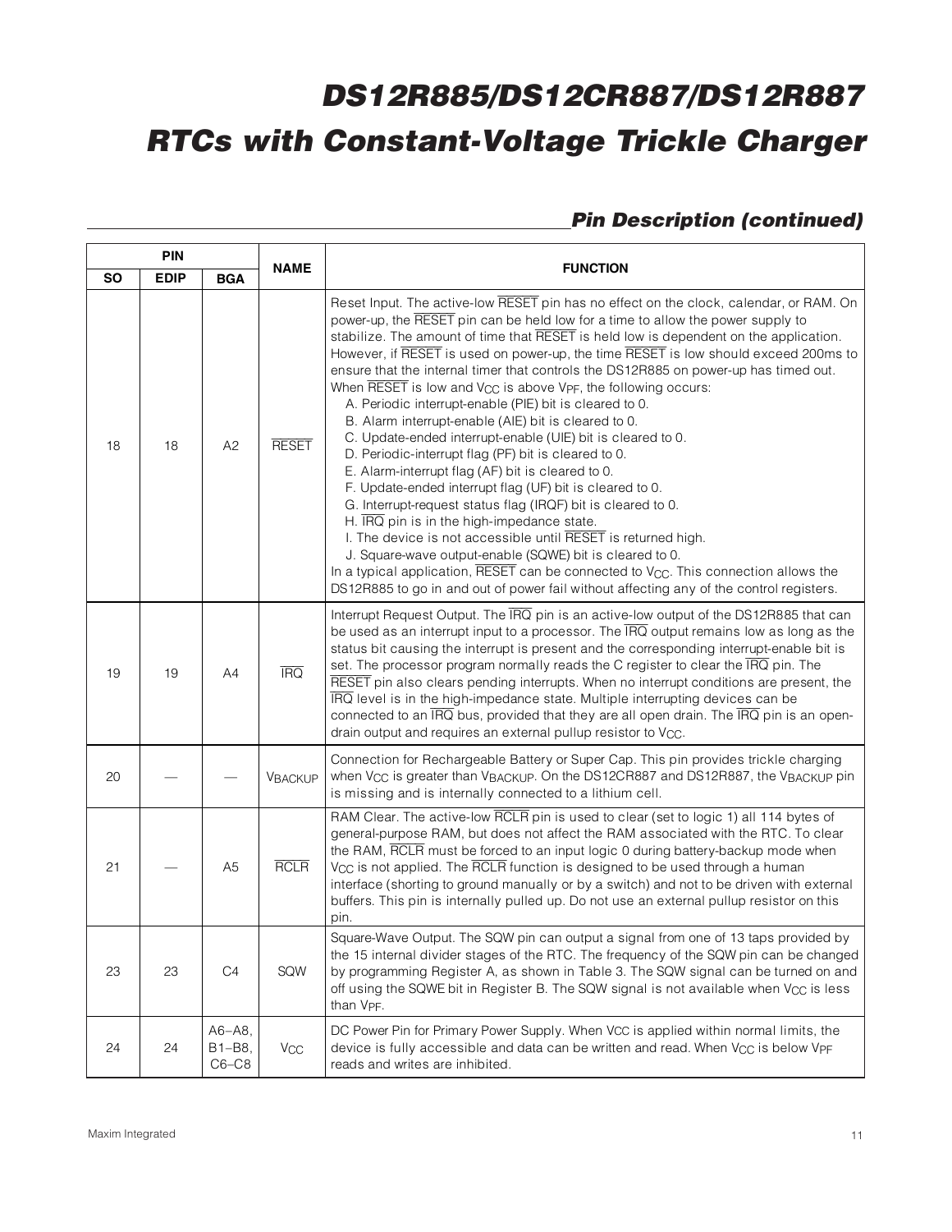## Pin Description (continued)

| PIN | | | NAME | FUNCTION |
|---|---|---|---|---|
| SO | EDIP | BGA | | |
| 18 | 18 | A2 | $\overline{RESET}$ | Reset Input. The active-low $\overline{RESET}$ pin has no effect on the clock, calendar, or RAM. On power-up, the $\overline{RESET}$ pin can be held low for a time to allow the power supply to stabilize. The amount of time that $\overline{RESET}$ is held low is dependent on the application. However, if $\overline{RESET}$ is used on power-up, the time $\overline{RESET}$ is low should exceed 200ms to ensure that the internal timer that controls the DS12R885 on power-up has timed out. When $\overline{RESET}$ is low and $V_{CC}$ is above $V_{PF}$, the following occurs:<br>A. Periodic interrupt-enable (PIE) bit is cleared to 0.<br>B. Alarm interrupt-enable (AIE) bit is cleared to 0.<br>C. Update-ended interrupt-enable (UIE) bit is cleared to 0.<br>D. Periodic-interrupt flag (PF) bit is cleared to 0.<br>E. Alarm-interrupt flag (AF) bit is cleared to 0.<br>F. Update-ended interrupt flag (UF) bit is cleared to 0.<br>G. Interrupt-request status flag (IRQF) bit is cleared to 0.<br>H. $\overline{IRQ}$ pin is in the high-impedance state.<br>I. The device is not accessible until $\overline{RESET}$ is returned high.<br>J. Square-wave output-enable (SQWE) bit is cleared to 0.<br>In a typical application, $\overline{RESET}$ can be connected to $V_{CC}$. This connection allows the DS12R885 to go in and out of power fail without affecting any of the control registers. |
| 19 | 19 | A4 | $\overline{IRQ}$ | Interrupt Request Output. The $\overline{IRQ}$ pin is an active-low output of the DS12R885 that can be used as an interrupt input to a processor. The $\overline{IRQ}$ output remains low as long as the status bit causing the interrupt is present and the corresponding interrupt-enable bit is set. The processor program normally reads the C register to clear the $\overline{IRQ}$ pin. The $\overline{RESET}$ pin also clears pending interrupts. When no interrupt conditions are present, the $\overline{IRQ}$ level is in the high-impedance state. Multiple interrupting devices can be connected to an $\overline{IRQ}$ bus, provided that they are all open drain. The $\overline{IRQ}$ pin is an open-drain output and requires an external pullup resistor to $V_{CC}$. |
| 20 | — | — | $V_{BACKUP}$ | Connection for Rechargeable Battery or Super Cap. This pin provides trickle charging when $V_{CC}$ is greater than $V_{BACKUP}$. On the DS12CR887 and DS12R887, the $V_{BACKUP}$ pin is missing and is internally connected to a lithium cell. |
| 21 | — | A5 | $\overline{RCLR}$ | RAM Clear. The active-low $\overline{RCLR}$ pin is used to clear (set to logic 1) all 114 bytes of general-purpose RAM, but does not affect the RAM associated with the RTC. To clear the RAM, $\overline{RCLR}$ must be forced to an input logic 0 during battery-backup mode when $V_{CC}$ is not applied. The $\overline{RCLR}$ function is designed to be used through a human interface (shorting to ground manually or by a switch) and not to be driven with external buffers. This pin is internally pulled up. Do not use an external pullup resistor on this pin. |
| 23 | 23 | C4 | SQW | Square-Wave Output. The SQW pin can output a signal from one of 13 taps provided by the 15 internal divider stages of the RTC. The frequency of the SQW pin can be changed by programming Register A, as shown in Table 3. The SQW signal can be turned on and off using the SQWE bit in Register B. The SQW signal is not available when $V_{CC}$ is less than $V_{PF}$. |
| 24 | 24 | A6–A8, B1–B8, C6–C8 | $V_{CC}$ | DC Power Pin for Primary Power Supply. When VCC is applied within normal limits, the device is fully accessible and data can be written and read. When $V_{CC}$ is below $V_{PF}$ reads and writes are inhibited. |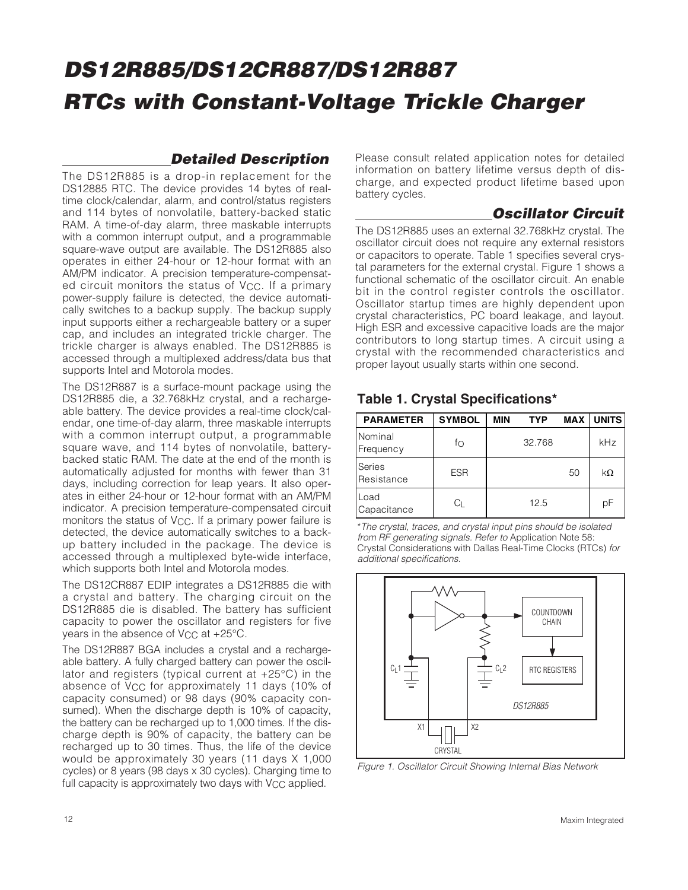# DS12R885/DS12CR887/DS12R887 RTCs with Constant-Voltage Trickle Charger

## Detailed Description

The DS12R885 is a drop-in replacement for the DS12885 RTC. The device provides 14 bytes of real-time clock/calendar, alarm, and control/status registers and 114 bytes of nonvolatile, battery-backed static RAM. A time-of-day alarm, three maskable interrupts with a common interrupt output, and a programmable square-wave output are available. The DS12R885 also operates in either 24-hour or 12-hour format with an AM/PM indicator. A precision temperature-compensated circuit monitors the status of $V_{CC}$. If a primary power-supply failure is detected, the device automatically switches to a backup supply. The backup supply input supports either a rechargeable battery or a super cap, and includes an integrated trickle charger. The trickle charger is always enabled. The DS12R885 is accessed through a multiplexed address/data bus that supports Intel and Motorola modes.

The DS12R887 is a surface-mount package using the DS12R885 die, a 32.768kHz crystal, and a rechargeable battery. The device provides a real-time clock/calendar, one time-of-day alarm, three maskable interrupts with a common interrupt output, a programmable square wave, and 114 bytes of nonvolatile, battery-backed static RAM. The date at the end of the month is automatically adjusted for months with fewer than 31 days, including correction for leap years. It also operates in either 24-hour or 12-hour format with an AM/PM indicator. A precision temperature-compensated circuit monitors the status of $V_{CC}$. If a primary power failure is detected, the device automatically switches to a backup battery included in the package. The device is accessed through a multiplexed byte-wide interface, which supports both Intel and Motorola modes.

The DS12CR887 EDIP integrates a DS12R885 die with a crystal and battery. The charging circuit on the DS12R885 die is disabled. The battery has sufficient capacity to power the oscillator and registers for five years in the absence of $V_{CC}$ at +25°C.

The DS12R887 BGA includes a crystal and a rechargeable battery. A fully charged battery can power the oscillator and registers (typical current at +25°C) in the absence of $V_{CC}$ for approximately 11 days (10% of capacity consumed) or 98 days (90% capacity consumed). When the discharge depth is 10% of capacity, the battery can be recharged up to 1,000 times. If the discharge depth is 90% of capacity, the battery can be recharged up to 30 times. Thus, the life of the device would be approximately 30 years (11 days X 1,000 cycles) or 8 years (98 days x 30 cycles). Charging time to full capacity is approximately two days with $V_{CC}$ applied.

Please consult related application notes for detailed information on battery lifetime versus depth of discharge, and expected product lifetime based upon battery cycles.

## Oscillator Circuit

The DS12R885 uses an external 32.768kHz crystal. The oscillator circuit does not require any external resistors or capacitors to operate. Table 1 specifies several crystal parameters for the external crystal. Figure 1 shows a functional schematic of the oscillator circuit. An enable bit in the control register controls the oscillator. Oscillator startup times are highly dependent upon crystal characteristics, PC board leakage, and layout. High ESR and excessive capacitive loads are the major contributors to long startup times. A circuit using a crystal with the recommended characteristics and proper layout usually starts within one second.

### Table 1. Crystal Specifications*

| PARAMETER | SYMBOL | MIN | TYP | MAX | UNITS |
|---|---|---|---|---|---|
| Nominal Frequency | $f_O$ | | 32.768 | | kHz |
| Series Resistance | ESR | | | 50 | kΩ |
| Load Capacitance | $C_L$ | | 12.5 | | pF |

**The crystal, traces, and crystal input pins should be isolated from RF generating signals. Refer to* Application Note 58: Crystal Considerations with Dallas Real-Time Clocks (RTCs) *for additional specifications.*

*Figure 1. Oscillator Circuit Showing Internal Bias Network*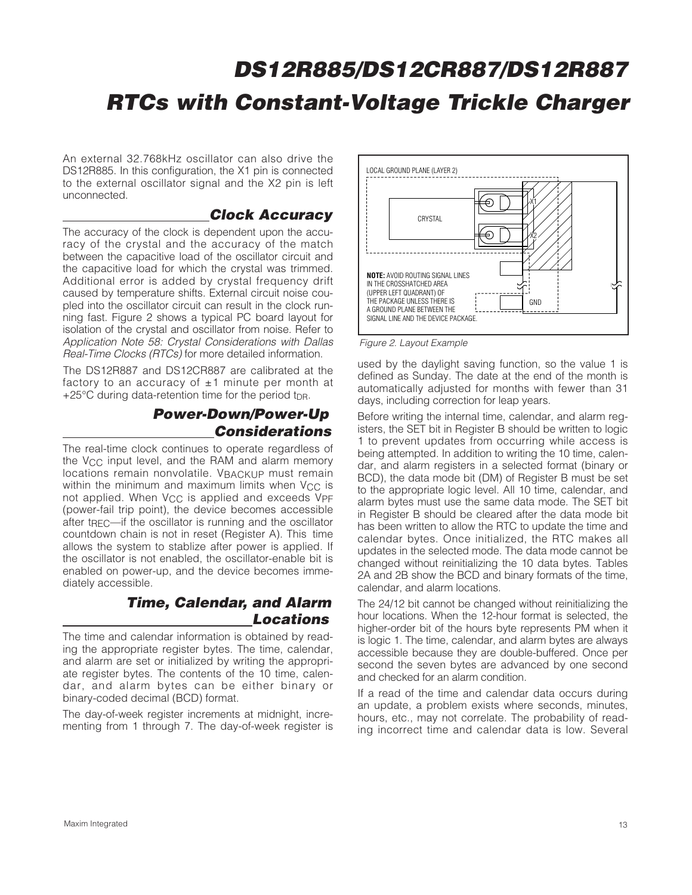An external 32.768kHz oscillator can also drive the DS12R885. In this configuration, the X1 pin is connected to the external oscillator signal and the X2 pin is left unconnected.

## Clock Accuracy

The accuracy of the clock is dependent upon the accuracy of the crystal and the accuracy of the match between the capacitive load of the oscillator circuit and the capacitive load for which the crystal was trimmed. Additional error is added by crystal frequency drift caused by temperature shifts. External circuit noise coupled into the oscillator circuit can result in the clock running fast. Figure 2 shows a typical PC board layout for isolation of the crystal and oscillator from noise. Refer to *Application Note 58: Crystal Considerations with Dallas Real-Time Clocks (RTCs)* for more detailed information.

The DS12R887 and DS12CR887 are calibrated at the factory to an accuracy of ±1 minute per month at +25°C during data-retention time for the period $t_{DR}$.

## Power-Down/Power-Up Considerations

The real-time clock continues to operate regardless of the $V_{CC}$ input level, and the RAM and alarm memory locations remain nonvolatile. $V_{BACKUP}$ must remain within the minimum and maximum limits when $V_{CC}$ is not applied. When $V_{CC}$ is applied and exceeds $V_{PF}$ (power-fail trip point), the device becomes accessible after $t_{REC}$—if the oscillator is running and the oscillator countdown chain is not in reset (Register A). This time allows the system to stablize after power is applied. If the oscillator is not enabled, the oscillator-enable bit is enabled on power-up, and the device becomes immediately accessible.

## Time, Calendar, and Alarm Locations

The time and calendar information is obtained by reading the appropriate register bytes. The time, calendar, and alarm are set or initialized by writing the appropriate register bytes. The contents of the 10 time, calendar, and alarm bytes can be either binary or binary-coded decimal (BCD) format.

The day-of-week register increments at midnight, incrementing from 1 through 7. The day-of-week register is used by the daylight saving function, so the value 1 is defined as Sunday. The date at the end of the month is automatically adjusted for months with fewer than 31 days, including correction for leap years.

LOCAL GROUND PLANE (LAYER 2)

CRYSTAL

X1

X2

GND

**NOTE:** AVOID ROUTING SIGNAL LINES IN THE CROSSHATCHED AREA (UPPER LEFT QUADRANT) OF THE PACKAGE UNLESS THERE IS A GROUND PLANE BETWEEN THE SIGNAL LINE AND THE DEVICE PACKAGE.

*Figure 2. Layout Example*

Before writing the internal time, calendar, and alarm registers, the SET bit in Register B should be written to logic 1 to prevent updates from occurring while access is being attempted. In addition to writing the 10 time, calendar, and alarm registers in a selected format (binary or BCD), the data mode bit (DM) of Register B must be set to the appropriate logic level. All 10 time, calendar, and alarm bytes must use the same data mode. The SET bit in Register B should be cleared after the data mode bit has been written to allow the RTC to update the time and calendar bytes. Once initialized, the RTC makes all updates in the selected mode. The data mode cannot be changed without reinitializing the 10 data bytes. Tables 2A and 2B show the BCD and binary formats of the time, calendar, and alarm locations.

The 24/12 bit cannot be changed without reinitializing the hour locations. When the 12-hour format is selected, the higher-order bit of the hours byte represents PM when it is logic 1. The time, calendar, and alarm bytes are always accessible because they are double-buffered. Once per second the seven bytes are advanced by one second and checked for an alarm condition.

If a read of the time and calendar data occurs during an update, a problem exists where seconds, minutes, hours, etc., may not correlate. The probability of reading incorrect time and calendar data is low. Several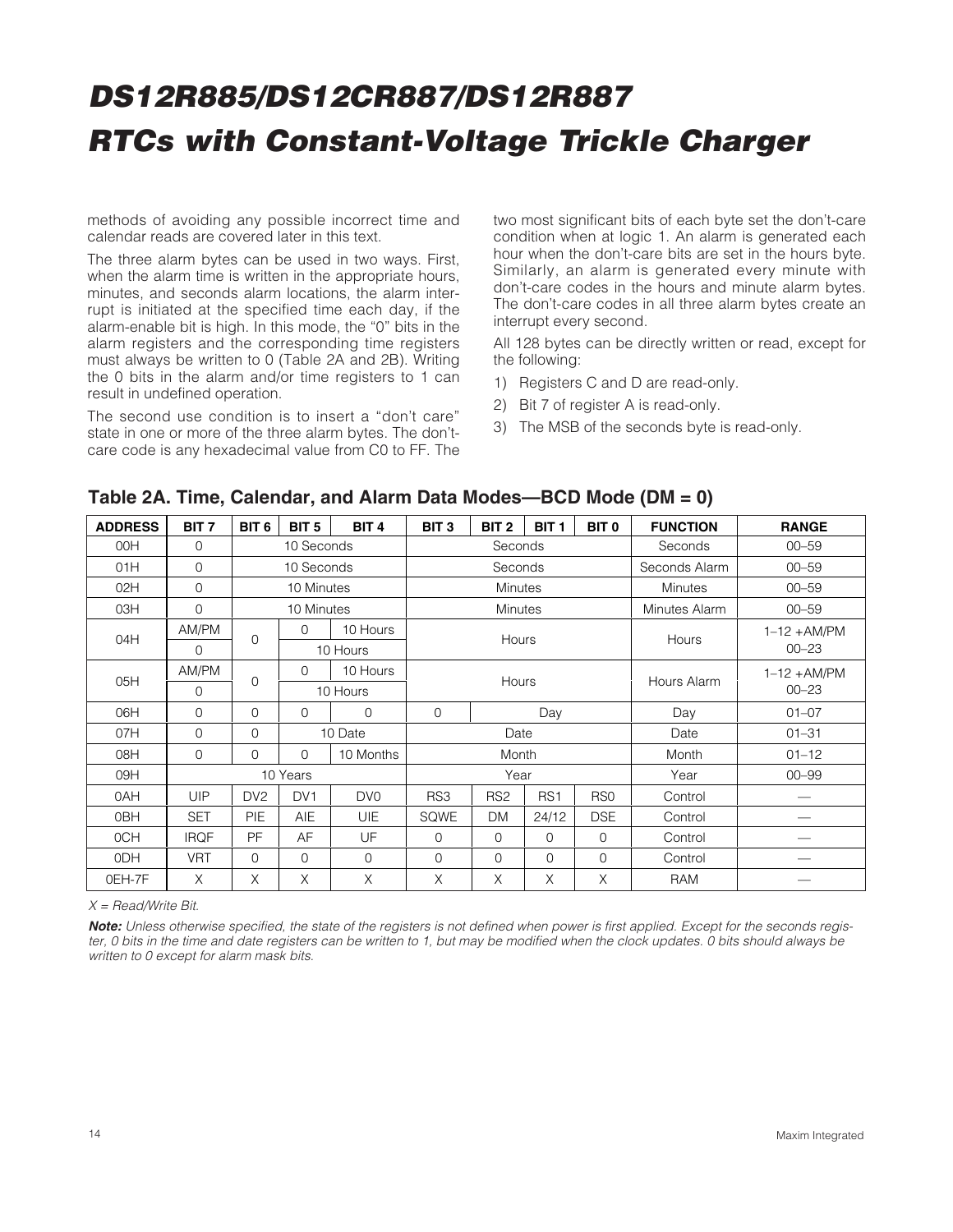methods of avoiding any possible incorrect time and calendar reads are covered later in this text.

The three alarm bytes can be used in two ways. First, when the alarm time is written in the appropriate hours, minutes, and seconds alarm locations, the alarm interrupt is initiated at the specified time each day, if the alarm-enable bit is high. In this mode, the "0" bits in the alarm registers and the corresponding time registers must always be written to 0 (Table 2A and 2B). Writing the 0 bits in the alarm and/or time registers to 1 can result in undefined operation.

The second use condition is to insert a "don't care" state in one or more of the three alarm bytes. The don't-care code is any hexadecimal value from C0 to FF. The two most significant bits of each byte set the don't-care condition when at logic 1. An alarm is generated each hour when the don't-care bits are set in the hours byte. Similarly, an alarm is generated every minute with don't-care codes in the hours and minute alarm bytes. The don't-care codes in all three alarm bytes create an interrupt every second.

All 128 bytes can be directly written or read, except for the following:

1) Registers C and D are read-only.
2) Bit 7 of register A is read-only.
3) The MSB of the seconds byte is read-only.

## Table 2A. Time, Calendar, and Alarm Data Modes—BCD Mode (DM = 0)

| ADDRESS | BIT 7 | BIT 6 | BIT 5 | BIT 4 | BIT 3 | BIT 2 | BIT 1 | BIT 0 | FUNCTION | RANGE |
|---|---|---|---|---|---|---|---|---|---|---|
| 00H | 0 | 10 Seconds | | | Seconds | | | | Seconds | 00–59 |
| 01H | 0 | 10 Seconds | | | Seconds | | | | Seconds Alarm | 00–59 |
| 02H | 0 | 10 Minutes | | | Minutes | | | | Minutes | 00–59 |
| 03H | 0 | 10 Minutes | | | Minutes | | | | Minutes Alarm | 00–59 |
| 04H | AM/PM | 0 | 0 | 10 Hours | Hours | | | | Hours | 1–12 +AM/PM |
| | 0 | | 10 Hours | | | | | | | 00–23 |
| 05H | AM/PM | 0 | 0 | 10 Hours | Hours | | | | Hours Alarm | 1–12 +AM/PM |
| | 0 | | 10 Hours | | | | | | | 00–23 |
| 06H | 0 | 0 | 0 | 0 | 0 | Day | | | Day | 01–07 |
| 07H | 0 | 0 | 10 Date | | Date | | | | Date | 01–31 |
| 08H | 0 | 0 | 0 | 10 Months | Month | | | | Month | 01–12 |
| 09H | 10 Years | | | | Year | | | | Year | 00–99 |
| 0AH | UIP | DV2 | DV1 | DV0 | RS3 | RS2 | RS1 | RS0 | Control | — |
| 0BH | SET | PIE | AIE | UIE | SQWE | DM | 24/12 | DSE | Control | — |
| 0CH | IRQF | PF | AF | UF | 0 | 0 | 0 | 0 | Control | — |
| 0DH | VRT | 0 | 0 | 0 | 0 | 0 | 0 | 0 | Control | — |
| 0EH-7F | X | X | X | X | X | X | X | X | RAM | — |

*X = Read/Write Bit.*

***Note:** Unless otherwise specified, the state of the registers is not defined when power is first applied. Except for the seconds register, 0 bits in the time and date registers can be written to 1, but may be modified when the clock updates. 0 bits should always be written to 0 except for alarm mask bits.*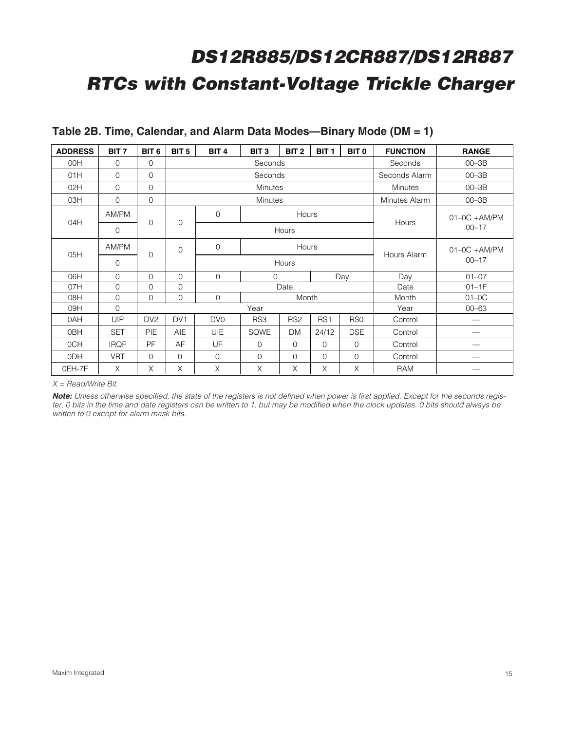## Table 2B. Time, Calendar, and Alarm Data Modes—Binary Mode (DM = 1)

| ADDRESS | BIT 7 | BIT 6 | BIT 5 | BIT 4 | BIT 3 | BIT 2 | BIT 1 | BIT 0 | FUNCTION | RANGE |
|---|---|---|---|---|---|---|---|---|---|---|
| 00H | 0 | 0 | Seconds | | | | | | Seconds | 00–3B |
| 01H | 0 | 0 | Seconds | | | | | | Seconds Alarm | 00–3B |
| 02H | 0 | 0 | Minutes | | | | | | Minutes | 00–3B |
| 03H | 0 | 0 | Minutes | | | | | | Minutes Alarm | 00–3B |
| 04H | AM/PM | 0 | 0 | 0 | Hours | | | | Hours | 01–0C +AM/PM |
| | 0 | | | Hours | | | | | | 00–17 |
| 05H | AM/PM | 0 | 0 | 0 | Hours | | | | Hours Alarm | 01–0C +AM/PM |
| | 0 | | | Hours | | | | | | 00–17 |
| 06H | 0 | 0 | 0 | 0 | 0 | Day | | | Day | 01–07 |
| 07H | 0 | 0 | 0 | Date | | | | | Date | 01–1F |
| 08H | 0 | 0 | 0 | 0 | Month | | | | Month | 01–0C |
| 09H | 0 | Year | | | | | | | Year | 00–63 |
| 0AH | UIP | DV2 | DV1 | DV0 | RS3 | RS2 | RS1 | RS0 | Control | — |
| 0BH | SET | PIE | AIE | UIE | SQWE | DM | 24/12 | DSE | Control | — |
| 0CH | IRQF | PF | AF | UF | 0 | 0 | 0 | 0 | Control | — |
| 0DH | VRT | 0 | 0 | 0 | 0 | 0 | 0 | 0 | Control | — |
| 0EH-7F | X | X | X | X | X | X | X | X | RAM | — |

*X = Read/Write Bit.*

***Note:*** *Unless otherwise specified, the state of the registers is not defined when power is first applied. Except for the seconds register, 0 bits in the time and date registers can be written to 1, but may be modified when the clock updates. 0 bits should always be written to 0 except for alarm mask bits.*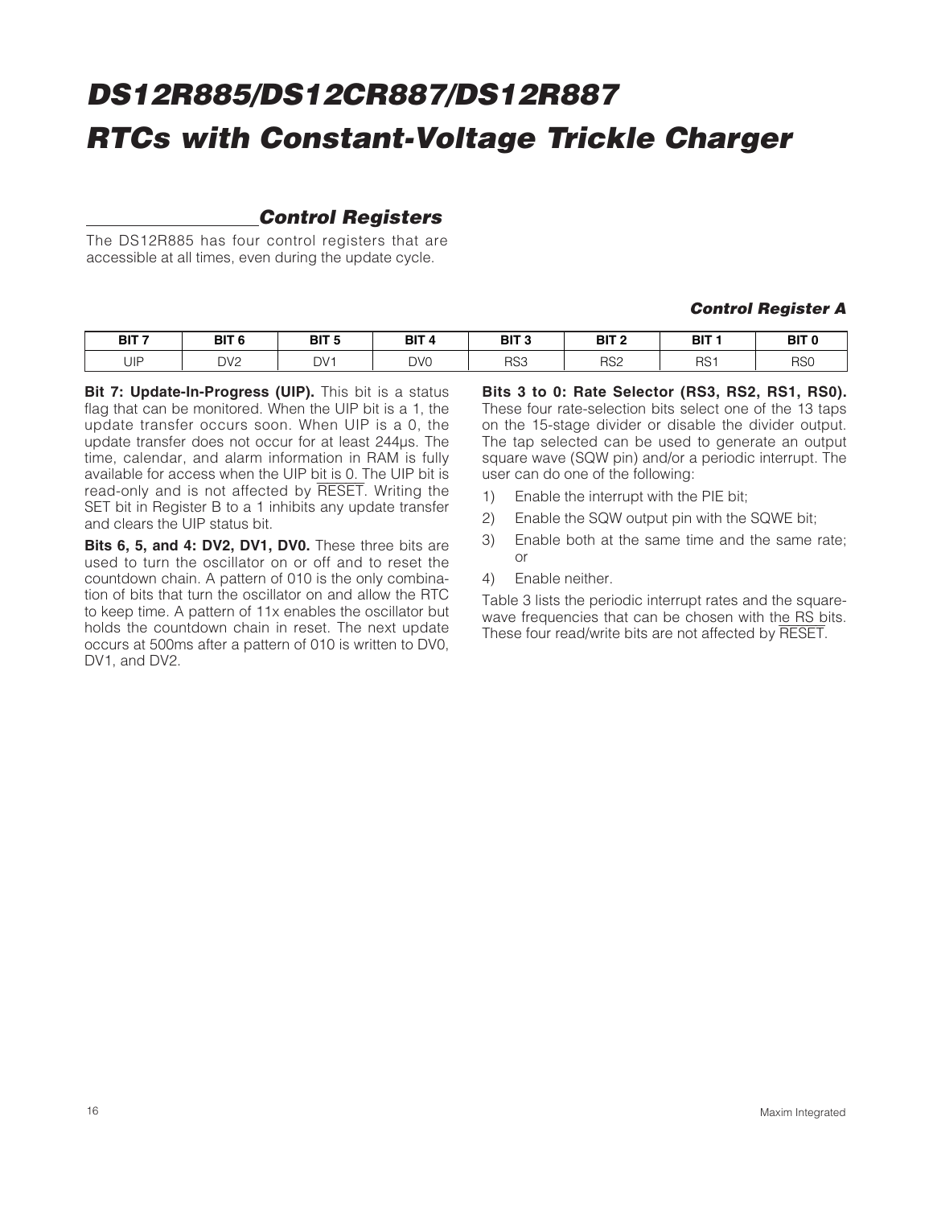## Control Registers

The DS12R885 has four control registers that are accessible at all times, even during the update cycle.

### Control Register A

| BIT 7 | BIT 6 | BIT 5 | BIT 4 | BIT 3 | BIT 2 | BIT 1 | BIT 0 |
|---|---|---|---|---|---|---|---|
| UIP | DV2 | DV1 | DV0 | RS3 | RS2 | RS1 | RS0 |

**Bit 7: Update-In-Progress (UIP).** This bit is a status flag that can be monitored. When the UIP bit is a 1, the update transfer occurs soon. When UIP is a 0, the update transfer does not occur for at least 244µs. The time, calendar, and alarm information in RAM is fully available for access when the UIP bit is 0. The UIP bit is read-only and is not affected by RESET. Writing the SET bit in Register B to a 1 inhibits any update transfer and clears the UIP status bit.

**Bits 6, 5, and 4: DV2, DV1, DV0.** These three bits are used to turn the oscillator on or off and to reset the countdown chain. A pattern of 010 is the only combination of bits that turn the oscillator on and allow the RTC to keep time. A pattern of 11x enables the oscillator but holds the countdown chain in reset. The next update occurs at 500ms after a pattern of 010 is written to DV0, DV1, and DV2.

**Bits 3 to 0: Rate Selector (RS3, RS2, RS1, RS0).** These four rate-selection bits select one of the 13 taps on the 15-stage divider or disable the divider output. The tap selected can be used to generate an output square wave (SQW pin) and/or a periodic interrupt. The user can do one of the following:

1) Enable the interrupt with the PIE bit;
2) Enable the SQW output pin with the SQWE bit;
3) Enable both at the same time and the same rate; or
4) Enable neither.

Table 3 lists the periodic interrupt rates and the square-wave frequencies that can be chosen with the RS bits. These four read/write bits are not affected by RESET.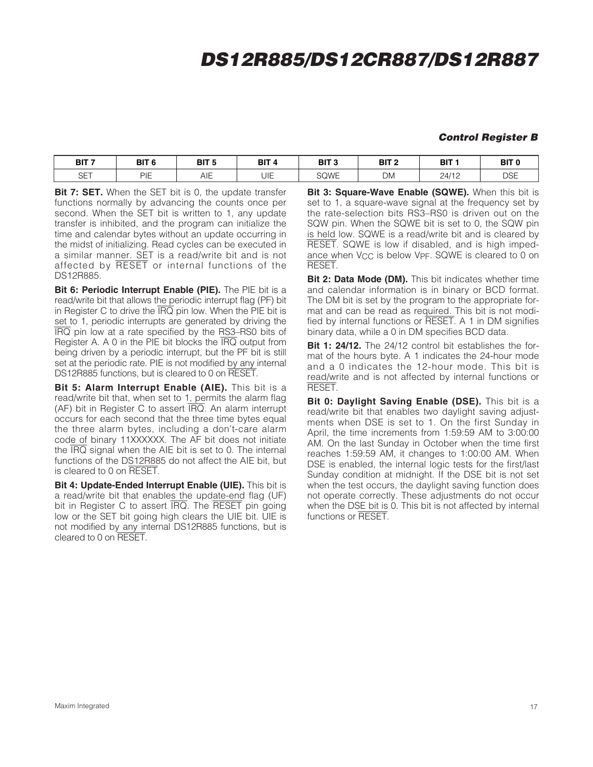### Control Register B

| BIT 7 | BIT 6 | BIT 5 | BIT 4 | BIT 3 | BIT 2 | BIT 1 | BIT 0 |
|---|---|---|---|---|---|---|---|
| SET | PIE | AIE | UIE | SQWE | DM | 24/12 | DSE |

**Bit 7: SET.** When the SET bit is 0, the update transfer functions normally by advancing the counts once per second. When the SET bit is written to 1, any update transfer is inhibited, and the program can initialize the time and calendar bytes without an update occurring in the midst of initializing. Read cycles can be executed in a similar manner. SET is a read/write bit and is not affected by $\overline{\text{RESET}}$ or internal functions of the DS12R885.

**Bit 6: Periodic Interrupt Enable (PIE).** The PIE bit is a read/write bit that allows the periodic interrupt flag (PF) bit in Register C to drive the $\overline{\text{IRQ}}$ pin low. When the PIE bit is set to 1, periodic interrupts are generated by driving the $\overline{\text{IRQ}}$ pin low at a rate specified by the RS3–RS0 bits of Register A. A 0 in the PIE bit blocks the $\overline{\text{IRQ}}$ output from being driven by a periodic interrupt, but the PF bit is still set at the periodic rate. PIE is not modified by any internal DS12R885 functions, but is cleared to 0 on $\overline{\text{RESET}}$.

**Bit 5: Alarm Interrupt Enable (AIE).** This bit is a read/write bit that, when set to 1, permits the alarm flag (AF) bit in Register C to assert $\overline{\text{IRQ}}$. An alarm interrupt occurs for each second that the three time bytes equal the three alarm bytes, including a don't-care alarm code of binary 11XXXXXX. The AF bit does not initiate the $\overline{\text{IRQ}}$ signal when the AIE bit is set to 0. The internal functions of the DS12R885 do not affect the AIE bit, but is cleared to 0 on $\overline{\text{RESET}}$.

**Bit 4: Update-Ended Interrupt Enable (UIE).** This bit is a read/write bit that enables the update-end flag (UF) bit in Register C to assert $\overline{\text{IRQ}}$. The $\overline{\text{RESET}}$ pin going low or the SET bit going high clears the UIE bit. UIE is not modified by any internal DS12R885 functions, but is cleared to 0 on $\overline{\text{RESET}}$.

**Bit 3: Square-Wave Enable (SQWE).** When this bit is set to 1, a square-wave signal at the frequency set by the rate-selection bits RS3–RS0 is driven out on the SQW pin. When the SQWE bit is set to 0, the SQW pin is held low. SQWE is a read/write bit and is cleared by $\overline{\text{RESET}}$. SQWE is low if disabled, and is high impedance when $V_{CC}$ is below $V_{PF}$. SQWE is cleared to 0 on $\overline{\text{RESET}}$.

**Bit 2: Data Mode (DM).** This bit indicates whether time and calendar information is in binary or BCD format. The DM bit is set by the program to the appropriate format and can be read as required. This bit is not modified by internal functions or $\overline{\text{RESET}}$. A 1 in DM signifies binary data, while a 0 in DM specifies BCD data.

**Bit 1: 24/12.** The 24/12 control bit establishes the format of the hours byte. A 1 indicates the 24-hour mode and a 0 indicates the 12-hour mode. This bit is read/write and is not affected by internal functions or $\overline{\text{RESET}}$.

**Bit 0: Daylight Saving Enable (DSE).** This bit is a read/write bit that enables two daylight saving adjustments when DSE is set to 1. On the first Sunday in April, the time increments from 1:59:59 AM to 3:00:00 AM. On the last Sunday in October when the time first reaches 1:59:59 AM, it changes to 1:00:00 AM. When DSE is enabled, the internal logic tests for the first/last Sunday condition at midnight. If the DSE bit is not set when the test occurs, the daylight saving function does not operate correctly. These adjustments do not occur when the DSE bit is 0. This bit is not affected by internal functions or $\overline{\text{RESET}}$.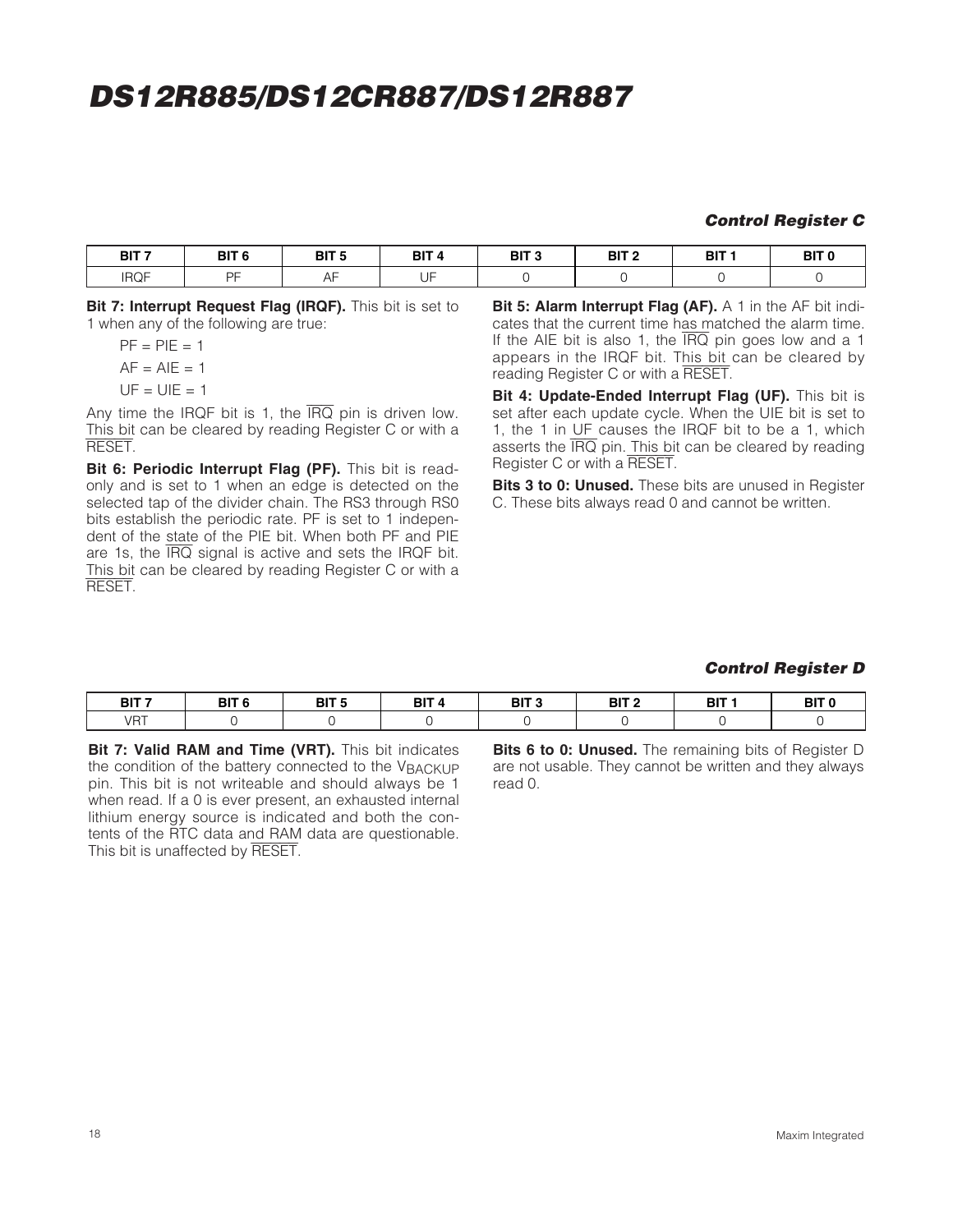### Control Register C

| BIT 7 | BIT 6 | BIT 5 | BIT 4 | BIT 3 | BIT 2 | BIT 1 | BIT 0 |
|---|---|---|---|---|---|---|---|
| IRQF | PF | AF | UF | 0 | 0 | 0 | 0 |

**Bit 7: Interrupt Request Flag (IRQF).** This bit is set to 1 when any of the following are true:

PF = PIE = 1

AF = AIE = 1

UF = UIE = 1

Any time the IRQF bit is 1, the $\overline{IRQ}$ pin is driven low. This bit can be cleared by reading Register C or with a $\overline{RESET}$.

**Bit 6: Periodic Interrupt Flag (PF).** This bit is read-only and is set to 1 when an edge is detected on the selected tap of the divider chain. The RS3 through RS0 bits establish the periodic rate. PF is set to 1 independent of the state of the PIE bit. When both PF and PIE are 1s, the $\overline{IRQ}$ signal is active and sets the IRQF bit. This bit can be cleared by reading Register C or with a $\overline{RESET}$.

**Bit 5: Alarm Interrupt Flag (AF).** A 1 in the AF bit indicates that the current time has matched the alarm time. If the AIE bit is also 1, the $\overline{IRQ}$ pin goes low and a 1 appears in the IRQF bit. This bit can be cleared by reading Register C or with a $\overline{RESET}$.

**Bit 4: Update-Ended Interrupt Flag (UF).** This bit is set after each update cycle. When the UIE bit is set to 1, the 1 in UF causes the IRQF bit to be a 1, which asserts the $\overline{IRQ}$ pin. This bit can be cleared by reading Register C or with a $\overline{RESET}$.

**Bits 3 to 0: Unused.** These bits are unused in Register C. These bits always read 0 and cannot be written.

### Control Register D

| BIT 7 | BIT 6 | BIT 5 | BIT 4 | BIT 3 | BIT 2 | BIT 1 | BIT 0 |
|---|---|---|---|---|---|---|---|
| VRT | 0 | 0 | 0 | 0 | 0 | 0 | 0 |

**Bit 7: Valid RAM and Time (VRT).** This bit indicates the condition of the battery connected to the $V_{BACKUP}$ pin. This bit is not writeable and should always be 1 when read. If a 0 is ever present, an exhausted internal lithium energy source is indicated and both the contents of the RTC data and RAM data are questionable. This bit is unaffected by $\overline{RESET}$.

**Bits 6 to 0: Unused.** The remaining bits of Register D are not usable. They cannot be written and they always read 0.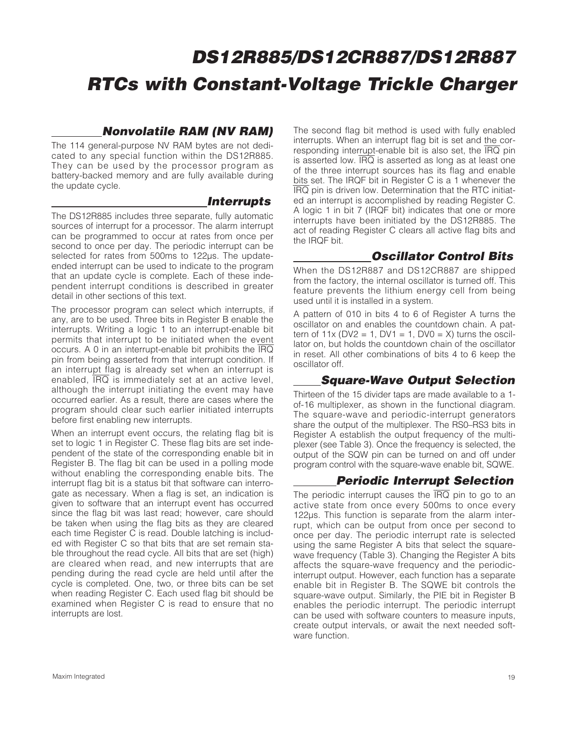## Nonvolatile RAM (NV RAM)

The 114 general-purpose NV RAM bytes are not dedicated to any special function within the DS12R885. They can be used by the processor program as battery-backed memory and are fully available during the update cycle.

## Interrupts

The DS12R885 includes three separate, fully automatic sources of interrupt for a processor. The alarm interrupt can be programmed to occur at rates from once per second to once per day. The periodic interrupt can be selected for rates from 500ms to 122µs. The update-ended interrupt can be used to indicate to the program that an update cycle is complete. Each of these independent interrupt conditions is described in greater detail in other sections of this text.

The processor program can select which interrupts, if any, are to be used. Three bits in Register B enable the interrupts. Writing a logic 1 to an interrupt-enable bit permits that interrupt to be initiated when the event occurs. A 0 in an interrupt-enable bit prohibits the $\overline{IRQ}$ pin from being asserted from that interrupt condition. If an interrupt flag is already set when an interrupt is enabled, $\overline{IRQ}$ is immediately set at an active level, although the interrupt initiating the event may have occurred earlier. As a result, there are cases where the program should clear such earlier initiated interrupts before first enabling new interrupts.

When an interrupt event occurs, the relating flag bit is set to logic 1 in Register C. These flag bits are set independent of the state of the corresponding enable bit in Register B. The flag bit can be used in a polling mode without enabling the corresponding enable bits. The interrupt flag bit is a status bit that software can interrogate as necessary. When a flag is set, an indication is given to software that an interrupt event has occurred since the flag bit was last read; however, care should be taken when using the flag bits as they are cleared each time Register C is read. Double latching is included with Register C so that bits that are set remain stable throughout the read cycle. All bits that are set (high) are cleared when read, and new interrupts that are pending during the read cycle are held until after the cycle is completed. One, two, or three bits can be set when reading Register C. Each used flag bit should be examined when Register C is read to ensure that no interrupts are lost.

The second flag bit method is used with fully enabled interrupts. When an interrupt flag bit is set and the corresponding interrupt-enable bit is also set, the $\overline{IRQ}$ pin is asserted low. $\overline{IRQ}$ is asserted as long as at least one of the three interrupt sources has its flag and enable bits set. The IRQF bit in Register C is a 1 whenever the $\overline{IRQ}$ pin is driven low. Determination that the RTC initiated an interrupt is accomplished by reading Register C. A logic 1 in bit 7 (IRQF bit) indicates that one or more interrupts have been initiated by the DS12R885. The act of reading Register C clears all active flag bits and the IRQF bit.

## Oscillator Control Bits

When the DS12R887 and DS12CR887 are shipped from the factory, the internal oscillator is turned off. This feature prevents the lithium energy cell from being used until it is installed in a system.

A pattern of 010 in bits 4 to 6 of Register A turns the oscillator on and enables the countdown chain. A pattern of 11x (DV2 = 1, DV1 = 1, DV0 = X) turns the oscillator on, but holds the countdown chain of the oscillator in reset. All other combinations of bits 4 to 6 keep the oscillator off.

## Square-Wave Output Selection

Thirteen of the 15 divider taps are made available to a 1-of-16 multiplexer, as shown in the functional diagram. The square-wave and periodic-interrupt generators share the output of the multiplexer. The RS0–RS3 bits in Register A establish the output frequency of the multiplexer (see Table 3). Once the frequency is selected, the output of the SQW pin can be turned on and off under program control with the square-wave enable bit, SQWE.

## Periodic Interrupt Selection

The periodic interrupt causes the $\overline{IRQ}$ pin to go to an active state from once every 500ms to once every 122µs. This function is separate from the alarm interrupt, which can be output from once per second to once per day. The periodic interrupt rate is selected using the same Register A bits that select the square-wave frequency (Table 3). Changing the Register A bits affects the square-wave frequency and the periodic-interrupt output. However, each function has a separate enable bit in Register B. The SQWE bit controls the square-wave output. Similarly, the PIE bit in Register B enables the periodic interrupt. The periodic interrupt can be used with software counters to measure inputs, create output intervals, or await the next needed software function.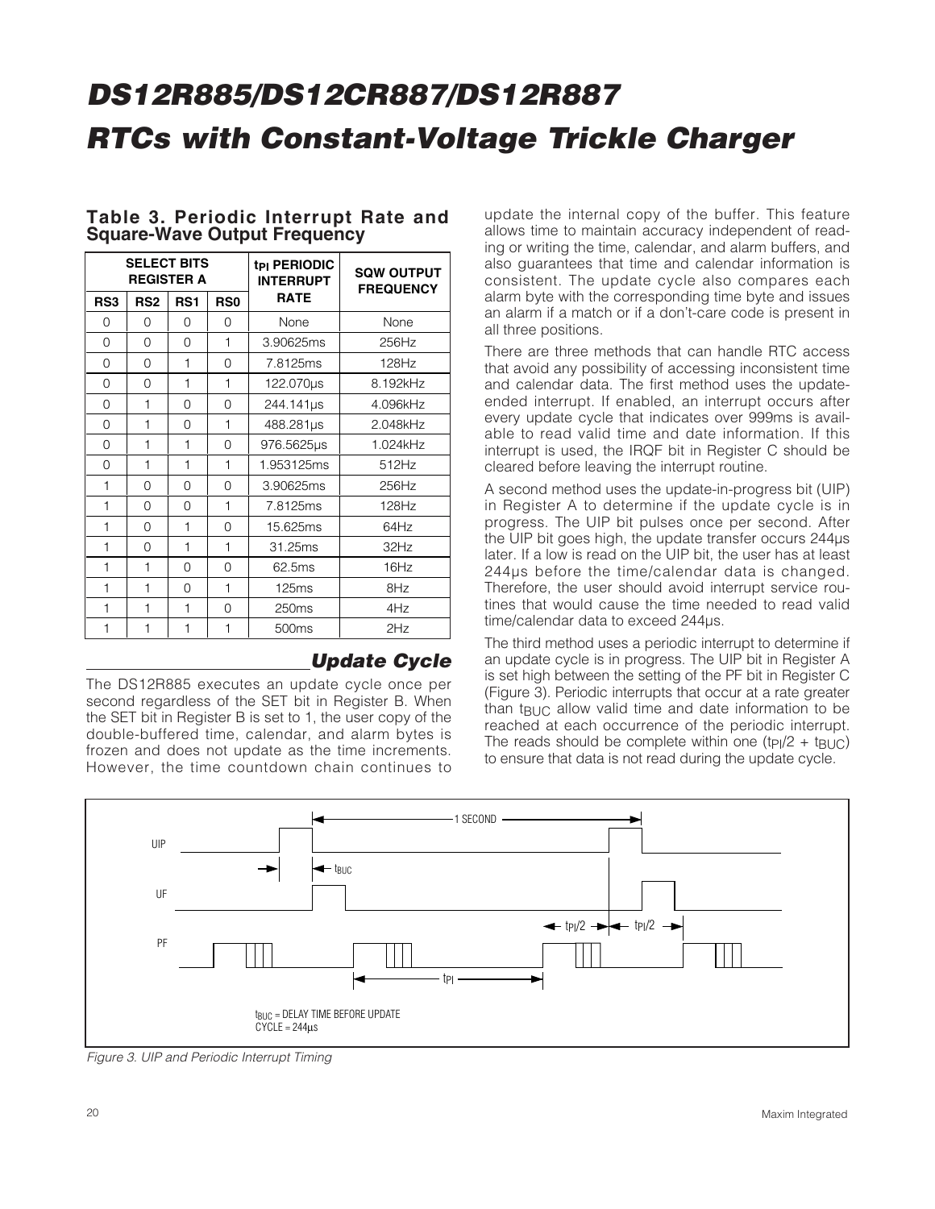## Table 3. Periodic Interrupt Rate and Square-Wave Output Frequency

| SELECT BITS REGISTER A | | | | $t_{PI}$ PERIODIC INTERRUPT RATE | SQW OUTPUT FREQUENCY |
|---|---|---|---|---|---|
| RS3 | RS2 | RS1 | RS0 | | |
| 0 | 0 | 0 | 0 | None | None |
| 0 | 0 | 0 | 1 | 3.90625ms | 256Hz |
| 0 | 0 | 1 | 0 | 7.8125ms | 128Hz |
| 0 | 0 | 1 | 1 | 122.070µs | 8.192kHz |
| 0 | 1 | 0 | 0 | 244.141µs | 4.096kHz |
| 0 | 1 | 0 | 1 | 488.281µs | 2.048kHz |
| 0 | 1 | 1 | 0 | 976.5625µs | 1.024kHz |
| 0 | 1 | 1 | 1 | 1.953125ms | 512Hz |
| 1 | 0 | 0 | 0 | 3.90625ms | 256Hz |
| 1 | 0 | 0 | 1 | 7.8125ms | 128Hz |
| 1 | 0 | 1 | 0 | 15.625ms | 64Hz |
| 1 | 0 | 1 | 1 | 31.25ms | 32Hz |
| 1 | 1 | 0 | 0 | 62.5ms | 16Hz |
| 1 | 1 | 0 | 1 | 125ms | 8Hz |
| 1 | 1 | 1 | 0 | 250ms | 4Hz |
| 1 | 1 | 1 | 1 | 500ms | 2Hz |

## Update Cycle

The DS12R885 executes an update cycle once per second regardless of the SET bit in Register B. When the SET bit in Register B is set to 1, the user copy of the double-buffered time, calendar, and alarm bytes is frozen and does not update as the time increments. However, the time countdown chain continues to update the internal copy of the buffer. This feature allows time to maintain accuracy independent of reading or writing the time, calendar, and alarm buffers, and also guarantees that time and calendar information is consistent. The update cycle also compares each alarm byte with the corresponding time byte and issues an alarm if a match or if a don't-care code is present in all three positions.

There are three methods that can handle RTC access that avoid any possibility of accessing inconsistent time and calendar data. The first method uses the update-ended interrupt. If enabled, an interrupt occurs after every update cycle that indicates over 999ms is available to read valid time and date information. If this interrupt is used, the IRQF bit in Register C should be cleared before leaving the interrupt routine.

A second method uses the update-in-progress bit (UIP) in Register A to determine if the update cycle is in progress. The UIP bit pulses once per second. After the UIP bit goes high, the update transfer occurs 244µs later. If a low is read on the UIP bit, the user has at least 244µs before the time/calendar data is changed. Therefore, the user should avoid interrupt service routines that would cause the time needed to read valid time/calendar data to exceed 244µs.

The third method uses a periodic interrupt to determine if an update cycle is in progress. The UIP bit in Register A is set high between the setting of the PF bit in Register C (Figure 3). Periodic interrupts that occur at a rate greater than $t_{BUC}$ allow valid time and date information to be reached at each occurrence of the periodic interrupt. The reads should be complete within one ($t_{PI}/2 + t_{BUC}$) to ensure that data is not read during the update cycle.

UIP, UF, PF timing diagram: 1 SECOND; $t_{BUC}$; $t_{PI}/2$; $t_{PI}/2$; $t_{PI}$

$t_{BUC}$ = DELAY TIME BEFORE UPDATE CYCLE = 244µs

*Figure 3. UIP and Periodic Interrupt Timing*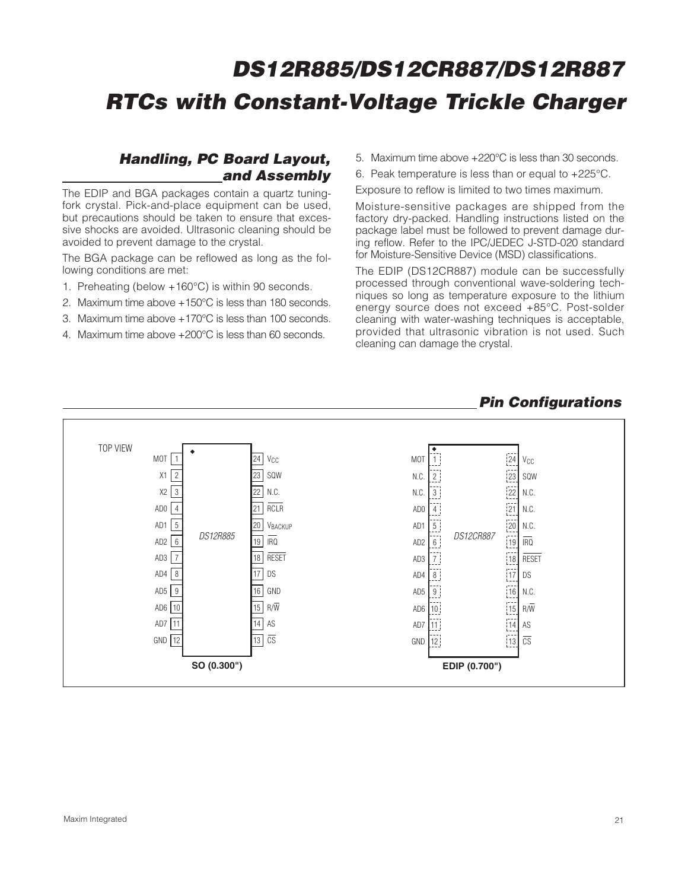## Handling, PC Board Layout, and Assembly

The EDIP and BGA packages contain a quartz tuning-fork crystal. Pick-and-place equipment can be used, but precautions should be taken to ensure that excessive shocks are avoided. Ultrasonic cleaning should be avoided to prevent damage to the crystal.

The BGA package can be reflowed as long as the following conditions are met:

1. Preheating (below +160°C) is within 90 seconds.
2. Maximum time above +150°C is less than 180 seconds.
3. Maximum time above +170°C is less than 100 seconds.
4. Maximum time above +200°C is less than 60 seconds.
5. Maximum time above +220°C is less than 30 seconds.
6. Peak temperature is less than or equal to +225°C.

Exposure to reflow is limited to two times maximum.

Moisture-sensitive packages are shipped from the factory dry-packed. Handling instructions listed on the package label must be followed to prevent damage during reflow. Refer to the IPC/JEDEC J-STD-020 standard for Moisture-Sensitive Device (MSD) classifications.

The EDIP (DS12CR887) module can be successfully processed through conventional wave-soldering techniques so long as temperature exposure to the lithium energy source does not exceed +85°C. Post-solder cleaning with water-washing techniques is acceptable, provided that ultrasonic vibration is not used. Such cleaning can damage the crystal.

## Pin Configurations

TOP VIEW

**DS12R885 — SO (0.300")**

| Pin | Name | Pin | Name |
|---|---|---|---|
| 1 | MOT | 24 | $V_{CC}$ |
| 2 | X1 | 23 | SQW |
| 3 | X2 | 22 | N.C. |
| 4 | AD0 | 21 | RCLR |
| 5 | AD1 | 20 | $V_{BACKUP}$ |
| 6 | AD2 | 19 | IRQ |
| 7 | AD3 | 18 | RESET |
| 8 | AD4 | 17 | DS |
| 9 | AD5 | 16 | GND |
| 10 | AD6 | 15 | R/W |
| 11 | AD7 | 14 | AS |
| 12 | GND | 13 | CS |

**DS12CR887 — EDIP (0.700")**

| Pin | Name | Pin | Name |
|---|---|---|---|
| 1 | MOT | 24 | $V_{CC}$ |
| 2 | N.C. | 23 | SQW |
| 3 | N.C. | 22 | N.C. |
| 4 | AD0 | 21 | N.C. |
| 5 | AD1 | 20 | N.C. |
| 6 | AD2 | 19 | IRQ |
| 7 | AD3 | 18 | RESET |
| 8 | AD4 | 17 | DS |
| 9 | AD5 | 16 | N.C. |
| 10 | AD6 | 15 | R/W |
| 11 | AD7 | 14 | AS |
| 12 | GND | 13 | CS |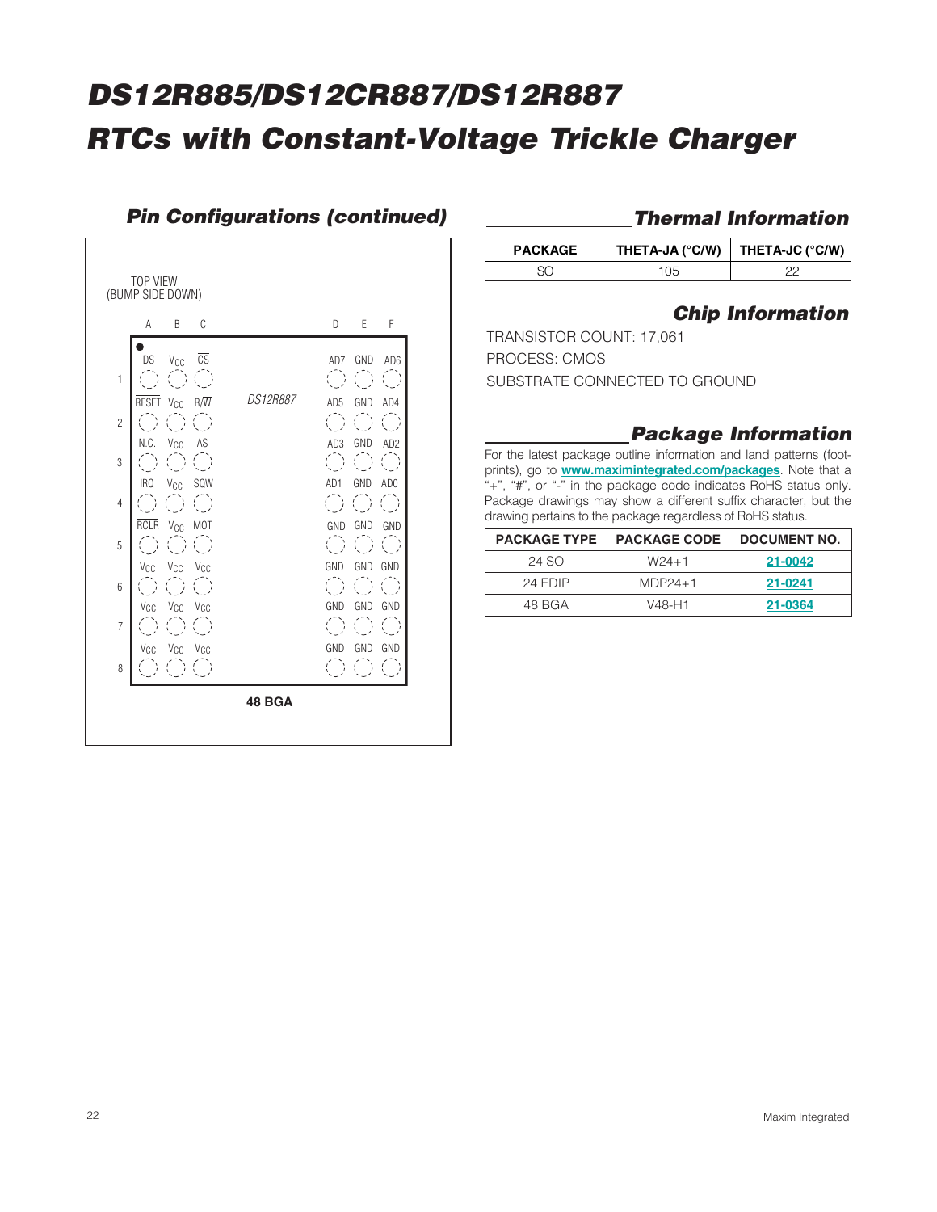# DS12R885/DS12CR887/DS12R887 RTCs with Constant-Voltage Trickle Charger

## Pin Configurations (continued)

TOP VIEW
(BUMP SIDE DOWN)

DS12R887

| | A | B | C | D | E | F |
|---|---|---|---|---|---|---|
| 1 | DS | $V_{CC}$ | $\overline{CS}$ | AD7 | GND | AD6 |
| 2 | $\overline{RESET}$ | $V_{CC}$ | R/$\overline{W}$ | AD5 | GND | AD4 |
| 3 | N.C. | $V_{CC}$ | AS | AD3 | GND | AD2 |
| 4 | $\overline{IRQ}$ | $V_{CC}$ | SQW | AD1 | GND | AD0 |
| 5 | $\overline{RCLR}$ | $V_{CC}$ | MOT | GND | GND | GND |
| 6 | $V_{CC}$ | $V_{CC}$ | $V_{CC}$ | GND | GND | GND |
| 7 | $V_{CC}$ | $V_{CC}$ | $V_{CC}$ | GND | GND | GND |
| 8 | $V_{CC}$ | $V_{CC}$ | $V_{CC}$ | GND | GND | GND |

**48 BGA**

## Thermal Information

| PACKAGE | THETA-JA (°C/W) | THETA-JC (°C/W) |
|---|---|---|
| SO | 105 | 22 |

## Chip Information

TRANSISTOR COUNT: 17,061

PROCESS: CMOS

SUBSTRATE CONNECTED TO GROUND

## Package Information

For the latest package outline information and land patterns (footprints), go to **www.maximintegrated.com/packages**. Note that a "+", "#", or "-" in the package code indicates RoHS status only. Package drawings may show a different suffix character, but the drawing pertains to the package regardless of RoHS status.

| PACKAGE TYPE | PACKAGE CODE | DOCUMENT NO. |
|---|---|---|
| 24 SO | W24+1 | **21-0042** |
| 24 EDIP | MDP24+1 | **21-0241** |
| 48 BGA | V48-H1 | **21-0364** |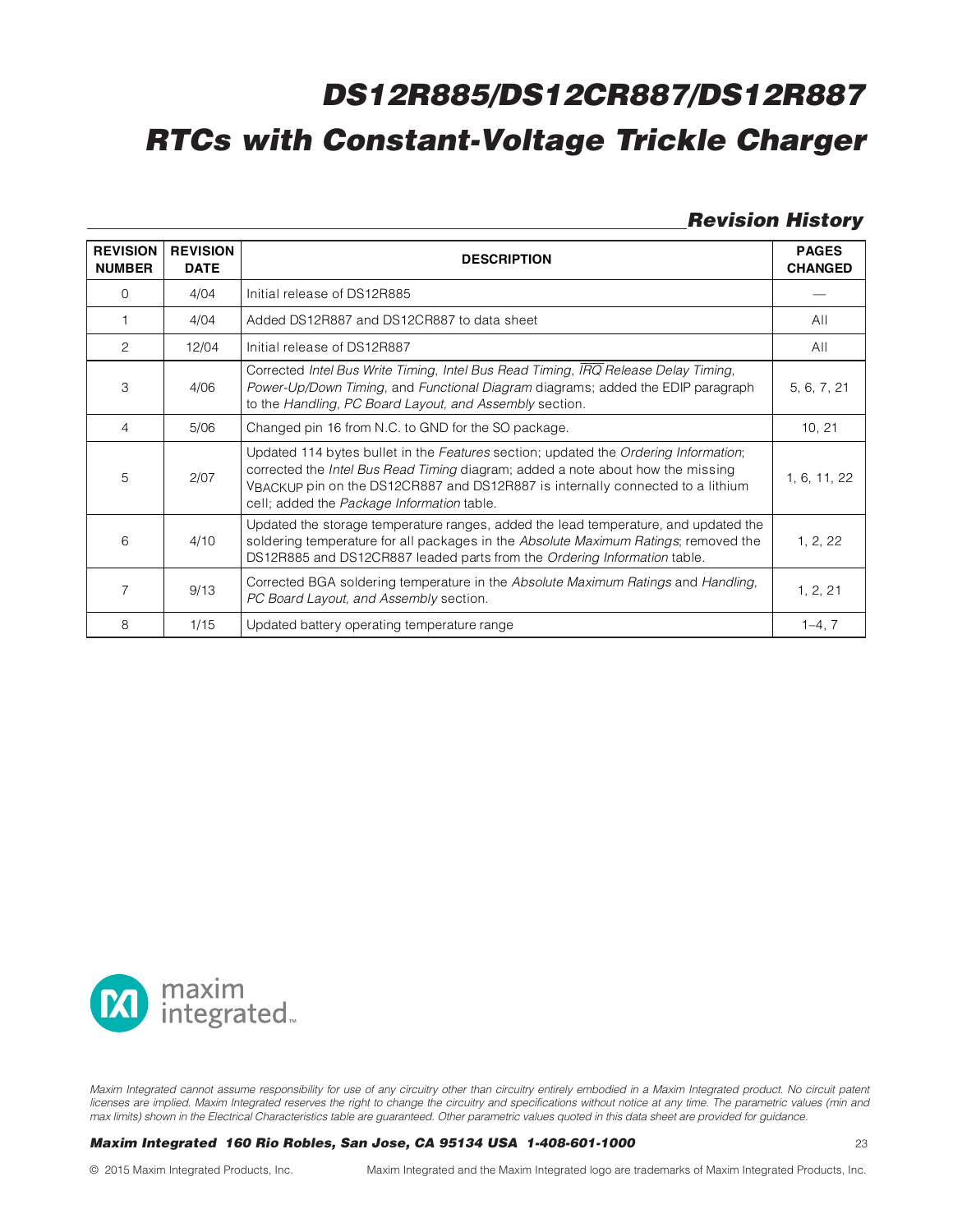## Revision History

| REVISION NUMBER | REVISION DATE | DESCRIPTION | PAGES CHANGED |
|---|---|---|---|
| 0 | 4/04 | Initial release of DS12R885 | — |
| 1 | 4/04 | Added DS12R887 and DS12CR887 to data sheet | All |
| 2 | 12/04 | Initial release of DS12R887 | All |
| 3 | 4/06 | Corrected *Intel Bus Write Timing*, *Intel Bus Read Timing*, *$\overline{IRQ}$ Release Delay Timing*, *Power-Up/Down Timing*, and *Functional Diagram* diagrams; added the EDIP paragraph to the *Handling, PC Board Layout, and Assembly* section. | 5, 6, 7, 21 |
| 4 | 5/06 | Changed pin 16 from N.C. to GND for the SO package. | 10, 21 |
| 5 | 2/07 | Updated 114 bytes bullet in the *Features* section; updated the *Ordering Information*; corrected the *Intel Bus Read Timing* diagram; added a note about how the missing $V_{BACKUP}$ pin on the DS12CR887 and DS12R887 is internally connected to a lithium cell; added the *Package Information* table. | 1, 6, 11, 22 |
| 6 | 4/10 | Updated the storage temperature ranges, added the lead temperature, and updated the soldering temperature for all packages in the *Absolute Maximum Ratings*; removed the DS12R885 and DS12CR887 leaded parts from the *Ordering Information* table. | 1, 2, 22 |
| 7 | 9/13 | Corrected BGA soldering temperature in the *Absolute Maximum Ratings* and *Handling, PC Board Layout, and Assembly* section. | 1, 2, 21 |
| 8 | 1/15 | Updated battery operating temperature range | 1–4, 7 |

maxim integrated™

*Maxim Integrated cannot assume responsibility for use of any circuitry other than circuitry entirely embodied in a Maxim Integrated product. No circuit patent licenses are implied. Maxim Integrated reserves the right to change the circuitry and specifications without notice at any time. The parametric values (min and max limits) shown in the Electrical Characteristics table are guaranteed. Other parametric values quoted in this data sheet are provided for guidance.*

***Maxim Integrated 160 Rio Robles, San Jose, CA 95134 USA 1-408-601-1000***

© 2015 Maxim Integrated Products, Inc. Maxim Integrated and the Maxim Integrated logo are trademarks of Maxim Integrated Products, Inc.